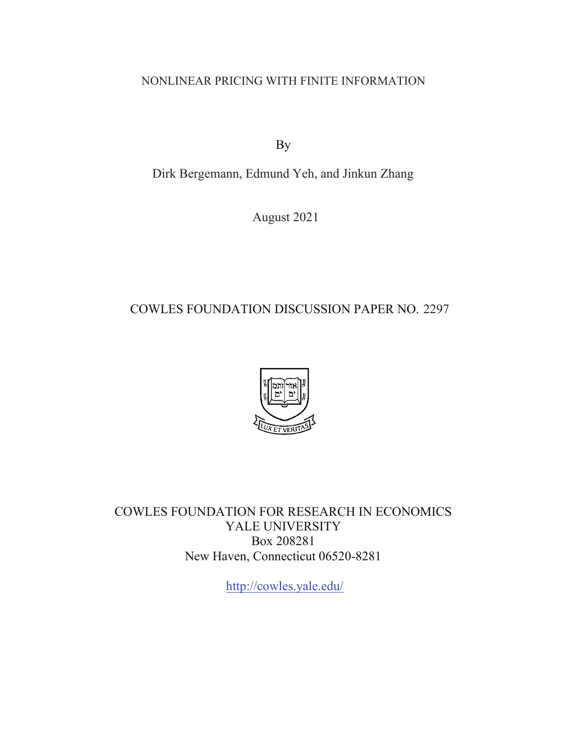# NONLINEAR PRICING WITH FINITE INFORMATION

By

Dirk Bergemann, Edmund Yeh, and Jinkun Zhang

August 2021

## COWLES FOUNDATION DISCUSSION PAPER NO. 2297

COWLES FOUNDATION FOR RESEARCH IN ECONOMICS
YALE UNIVERSITY
Box 208281
New Haven, Connecticut 06520-8281

http://cowles.yale.edu/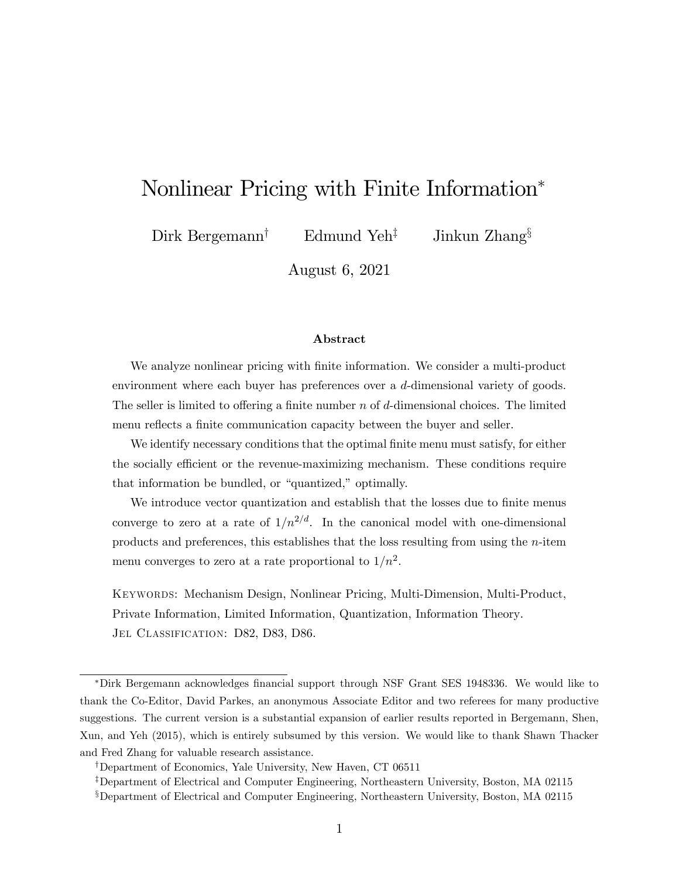# Nonlinear Pricing with Finite Information*

Dirk Bergemann[†] Edmund Yeh[‡] Jinkun Zhang[§]

August 6, 2021

### Abstract

We analyze nonlinear pricing with finite information. We consider a multi-product environment where each buyer has preferences over a $d$-dimensional variety of goods. The seller is limited to offering a finite number $n$ of $d$-dimensional choices. The limited menu reflects a finite communication capacity between the buyer and seller.

We identify necessary conditions that the optimal finite menu must satisfy, for either the socially efficient or the revenue-maximizing mechanism. These conditions require that information be bundled, or "quantized," optimally.

We introduce vector quantization and establish that the losses due to finite menus converge to zero at a rate of $1/n^{2/d}$. In the canonical model with one-dimensional products and preferences, this establishes that the loss resulting from using the $n$-item menu converges to zero at a rate proportional to $1/n^2$.

Keywords: Mechanism Design, Nonlinear Pricing, Multi-Dimension, Multi-Product, Private Information, Limited Information, Quantization, Information Theory.
Jel Classification: D82, D83, D86.

---

*Dirk Bergemann acknowledges financial support through NSF Grant SES 1948336. We would like to thank the Co-Editor, David Parkes, an anonymous Associate Editor and two referees for many productive suggestions. The current version is a substantial expansion of earlier results reported in Bergemann, Shen, Xun, and Yeh (2015), which is entirely subsumed by this version. We would like to thank Shawn Thacker and Fred Zhang for valuable research assistance.

[†]Department of Economics, Yale University, New Haven, CT 06511

[‡]Department of Electrical and Computer Engineering, Northeastern University, Boston, MA 02115

[§]Department of Electrical and Computer Engineering, Northeastern University, Boston, MA 02115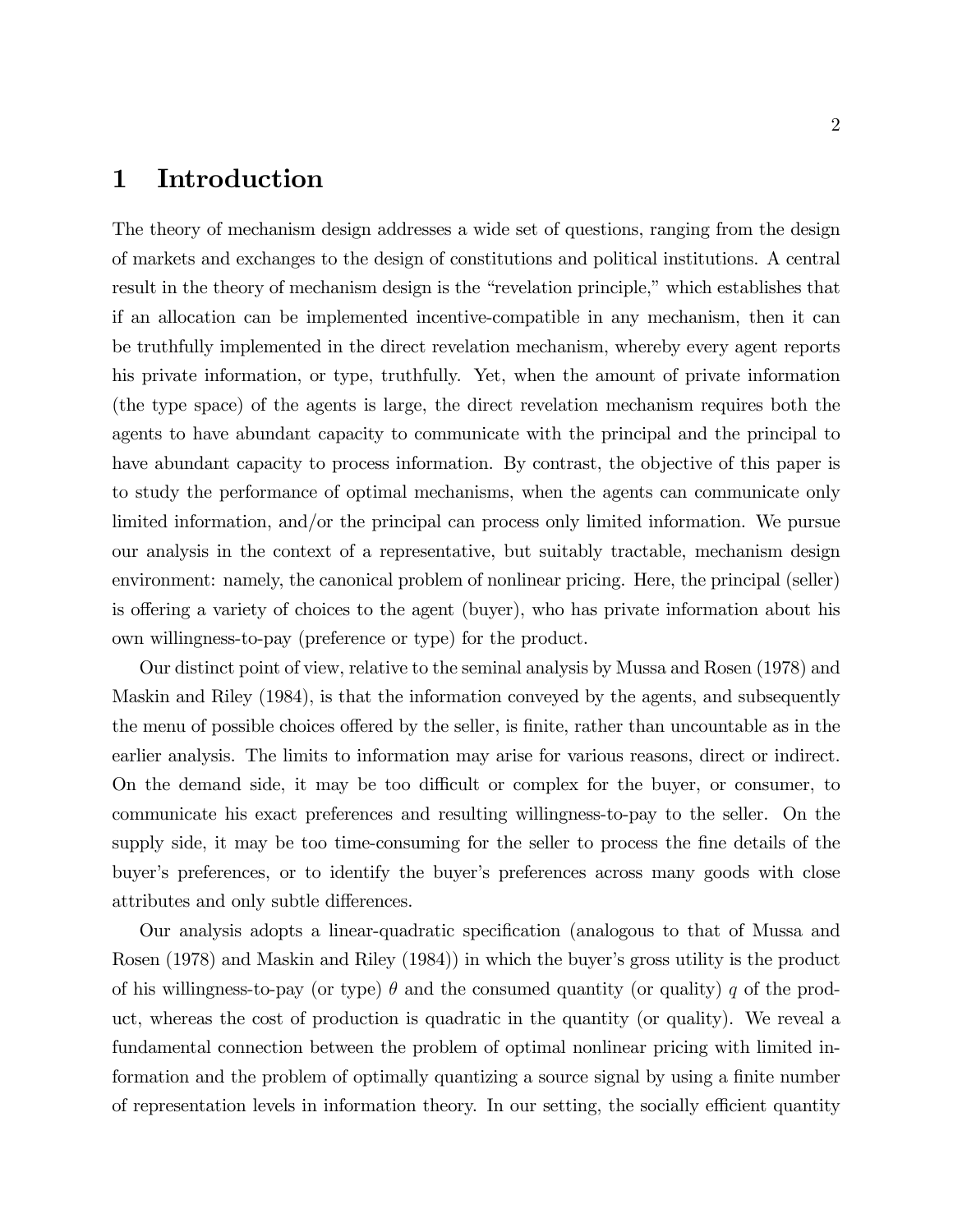# 1 Introduction

The theory of mechanism design addresses a wide set of questions, ranging from the design of markets and exchanges to the design of constitutions and political institutions. A central result in the theory of mechanism design is the "revelation principle," which establishes that if an allocation can be implemented incentive-compatible in any mechanism, then it can be truthfully implemented in the direct revelation mechanism, whereby every agent reports his private information, or type, truthfully. Yet, when the amount of private information (the type space) of the agents is large, the direct revelation mechanism requires both the agents to have abundant capacity to communicate with the principal and the principal to have abundant capacity to process information. By contrast, the objective of this paper is to study the performance of optimal mechanisms, when the agents can communicate only limited information, and/or the principal can process only limited information. We pursue our analysis in the context of a representative, but suitably tractable, mechanism design environment: namely, the canonical problem of nonlinear pricing. Here, the principal (seller) is offering a variety of choices to the agent (buyer), who has private information about his own willingness-to-pay (preference or type) for the product.

Our distinct point of view, relative to the seminal analysis by Mussa and Rosen (1978) and Maskin and Riley (1984), is that the information conveyed by the agents, and subsequently the menu of possible choices offered by the seller, is finite, rather than uncountable as in the earlier analysis. The limits to information may arise for various reasons, direct or indirect. On the demand side, it may be too difficult or complex for the buyer, or consumer, to communicate his exact preferences and resulting willingness-to-pay to the seller. On the supply side, it may be too time-consuming for the seller to process the fine details of the buyer's preferences, or to identify the buyer's preferences across many goods with close attributes and only subtle differences.

Our analysis adopts a linear-quadratic specification (analogous to that of Mussa and Rosen (1978) and Maskin and Riley (1984)) in which the buyer's gross utility is the product of his willingness-to-pay (or type) $\theta$ and the consumed quantity (or quality) $q$ of the product, whereas the cost of production is quadratic in the quantity (or quality). We reveal a fundamental connection between the problem of optimal nonlinear pricing with limited information and the problem of optimally quantizing a source signal by using a finite number of representation levels in information theory. In our setting, the socially efficient quantity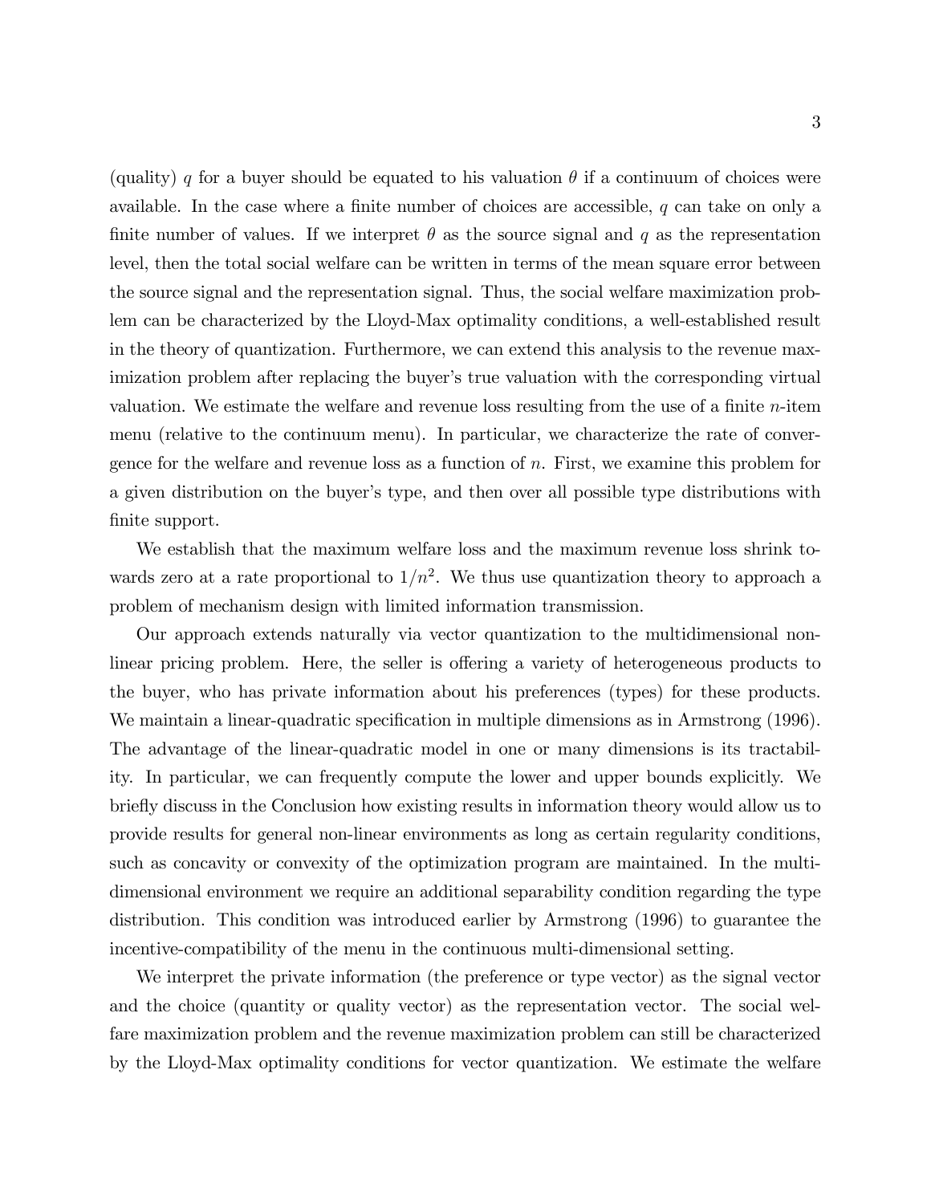(quality) $q$ for a buyer should be equated to his valuation $\theta$ if a continuum of choices were available. In the case where a finite number of choices are accessible, $q$ can take on only a finite number of values. If we interpret $\theta$ as the source signal and $q$ as the representation level, then the total social welfare can be written in terms of the mean square error between the source signal and the representation signal. Thus, the social welfare maximization problem can be characterized by the Lloyd-Max optimality conditions, a well-established result in the theory of quantization. Furthermore, we can extend this analysis to the revenue maximization problem after replacing the buyer's true valuation with the corresponding virtual valuation. We estimate the welfare and revenue loss resulting from the use of a finite $n$-item menu (relative to the continuum menu). In particular, we characterize the rate of convergence for the welfare and revenue loss as a function of $n$. First, we examine this problem for a given distribution on the buyer's type, and then over all possible type distributions with finite support.

We establish that the maximum welfare loss and the maximum revenue loss shrink towards zero at a rate proportional to $1/n^2$. We thus use quantization theory to approach a problem of mechanism design with limited information transmission.

Our approach extends naturally via vector quantization to the multidimensional nonlinear pricing problem. Here, the seller is offering a variety of heterogeneous products to the buyer, who has private information about his preferences (types) for these products. We maintain a linear-quadratic specification in multiple dimensions as in Armstrong (1996). The advantage of the linear-quadratic model in one or many dimensions is its tractability. In particular, we can frequently compute the lower and upper bounds explicitly. We briefly discuss in the Conclusion how existing results in information theory would allow us to provide results for general non-linear environments as long as certain regularity conditions, such as concavity or convexity of the optimization program are maintained. In the multidimensional environment we require an additional separability condition regarding the type distribution. This condition was introduced earlier by Armstrong (1996) to guarantee the incentive-compatibility of the menu in the continuous multi-dimensional setting.

We interpret the private information (the preference or type vector) as the signal vector and the choice (quantity or quality vector) as the representation vector. The social welfare maximization problem and the revenue maximization problem can still be characterized by the Lloyd-Max optimality conditions for vector quantization. We estimate the welfare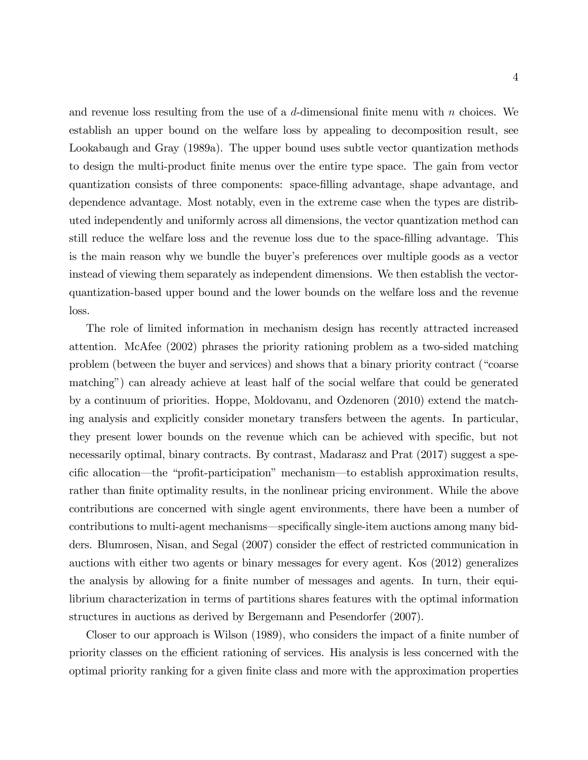and revenue loss resulting from the use of a $d$-dimensional finite menu with $n$ choices. We establish an upper bound on the welfare loss by appealing to decomposition result, see Lookabaugh and Gray (1989a). The upper bound uses subtle vector quantization methods to design the multi-product finite menus over the entire type space. The gain from vector quantization consists of three components: space-filling advantage, shape advantage, and dependence advantage. Most notably, even in the extreme case when the types are distributed independently and uniformly across all dimensions, the vector quantization method can still reduce the welfare loss and the revenue loss due to the space-filling advantage. This is the main reason why we bundle the buyer's preferences over multiple goods as a vector instead of viewing them separately as independent dimensions. We then establish the vector-quantization-based upper bound and the lower bounds on the welfare loss and the revenue loss.

The role of limited information in mechanism design has recently attracted increased attention. McAfee (2002) phrases the priority rationing problem as a two-sided matching problem (between the buyer and services) and shows that a binary priority contract ("coarse matching") can already achieve at least half of the social welfare that could be generated by a continuum of priorities. Hoppe, Moldovanu, and Ozdenoren (2010) extend the matching analysis and explicitly consider monetary transfers between the agents. In particular, they present lower bounds on the revenue which can be achieved with specific, but not necessarily optimal, binary contracts. By contrast, Madarasz and Prat (2017) suggest a specific allocation—the "profit-participation" mechanism—to establish approximation results, rather than finite optimality results, in the nonlinear pricing environment. While the above contributions are concerned with single agent environments, there have been a number of contributions to multi-agent mechanisms—specifically single-item auctions among many bidders. Blumrosen, Nisan, and Segal (2007) consider the effect of restricted communication in auctions with either two agents or binary messages for every agent. Kos (2012) generalizes the analysis by allowing for a finite number of messages and agents. In turn, their equilibrium characterization in terms of partitions shares features with the optimal information structures in auctions as derived by Bergemann and Pesendorfer (2007).

Closer to our approach is Wilson (1989), who considers the impact of a finite number of priority classes on the efficient rationing of services. His analysis is less concerned with the optimal priority ranking for a given finite class and more with the approximation properties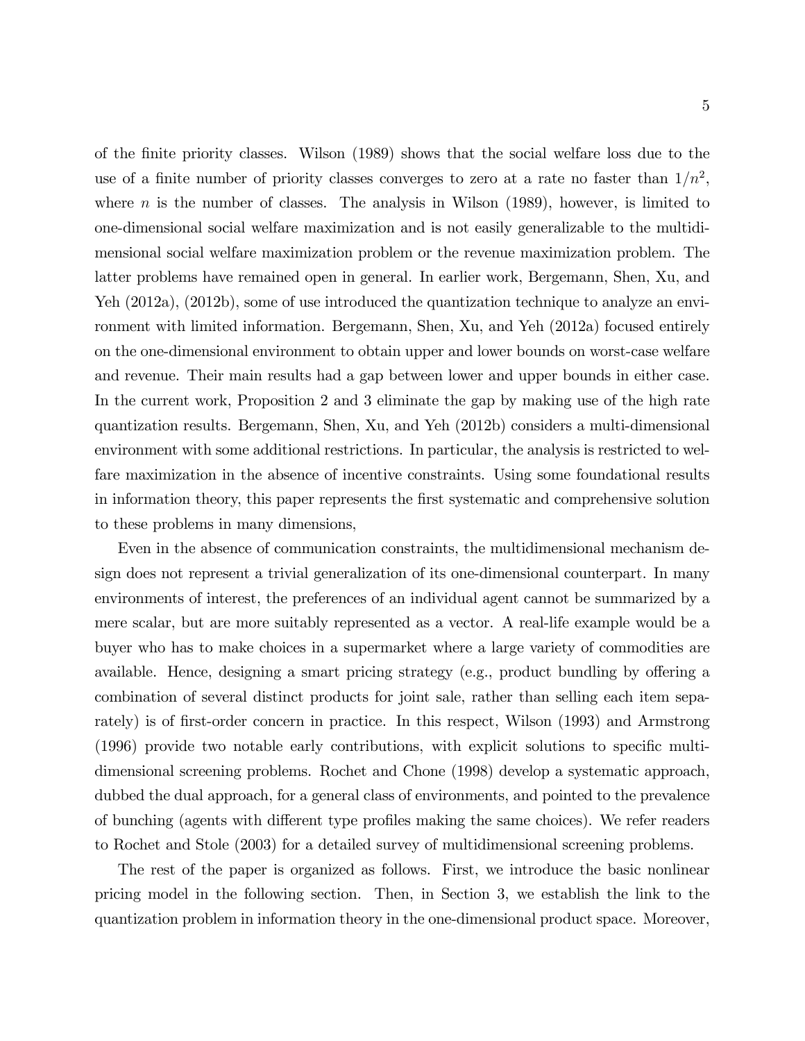of the finite priority classes. Wilson (1989) shows that the social welfare loss due to the use of a finite number of priority classes converges to zero at a rate no faster than $1/n^2$, where $n$ is the number of classes. The analysis in Wilson (1989), however, is limited to one-dimensional social welfare maximization and is not easily generalizable to the multidimensional social welfare maximization problem or the revenue maximization problem. The latter problems have remained open in general. In earlier work, Bergemann, Shen, Xu, and Yeh (2012a), (2012b), some of use introduced the quantization technique to analyze an environment with limited information. Bergemann, Shen, Xu, and Yeh (2012a) focused entirely on the one-dimensional environment to obtain upper and lower bounds on worst-case welfare and revenue. Their main results had a gap between lower and upper bounds in either case. In the current work, Proposition 2 and 3 eliminate the gap by making use of the high rate quantization results. Bergemann, Shen, Xu, and Yeh (2012b) considers a multi-dimensional environment with some additional restrictions. In particular, the analysis is restricted to welfare maximization in the absence of incentive constraints. Using some foundational results in information theory, this paper represents the first systematic and comprehensive solution to these problems in many dimensions,

Even in the absence of communication constraints, the multidimensional mechanism design does not represent a trivial generalization of its one-dimensional counterpart. In many environments of interest, the preferences of an individual agent cannot be summarized by a mere scalar, but are more suitably represented as a vector. A real-life example would be a buyer who has to make choices in a supermarket where a large variety of commodities are available. Hence, designing a smart pricing strategy (e.g., product bundling by offering a combination of several distinct products for joint sale, rather than selling each item separately) is of first-order concern in practice. In this respect, Wilson (1993) and Armstrong (1996) provide two notable early contributions, with explicit solutions to specific multidimensional screening problems. Rochet and Chone (1998) develop a systematic approach, dubbed the dual approach, for a general class of environments, and pointed to the prevalence of bunching (agents with different type profiles making the same choices). We refer readers to Rochet and Stole (2003) for a detailed survey of multidimensional screening problems.

The rest of the paper is organized as follows. First, we introduce the basic nonlinear pricing model in the following section. Then, in Section 3, we establish the link to the quantization problem in information theory in the one-dimensional product space. Moreover,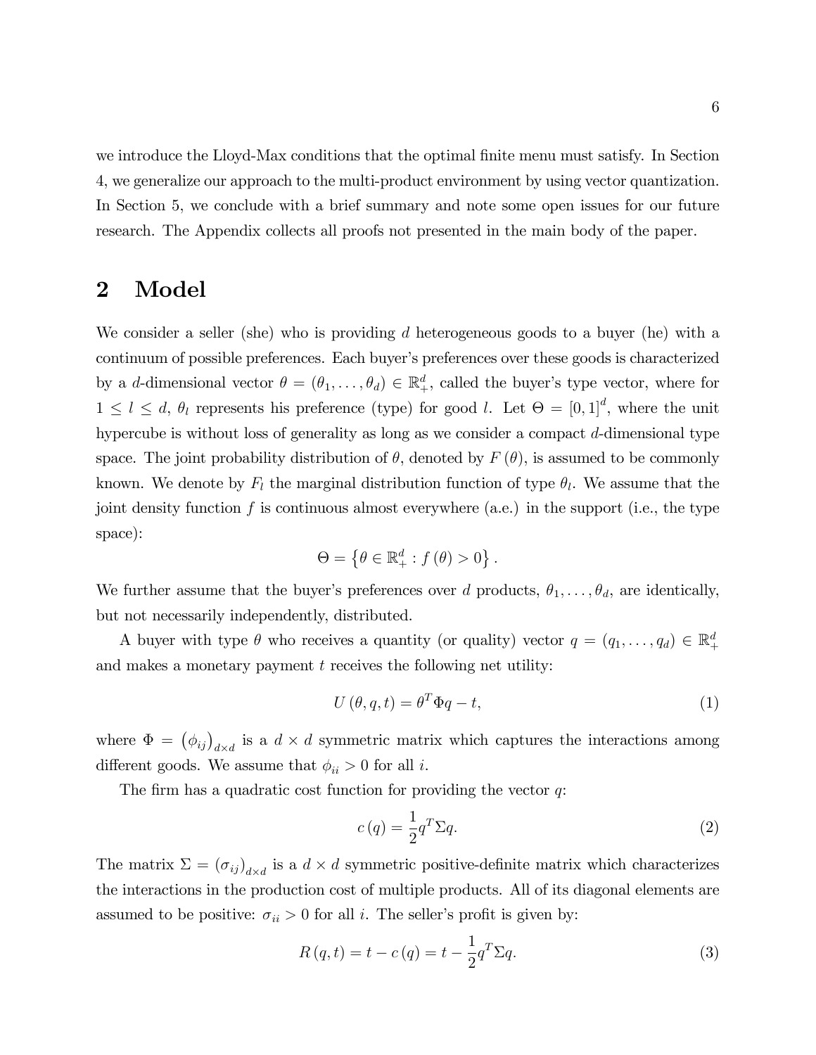we introduce the Lloyd-Max conditions that the optimal finite menu must satisfy. In Section 4, we generalize our approach to the multi-product environment by using vector quantization. In Section 5, we conclude with a brief summary and note some open issues for our future research. The Appendix collects all proofs not presented in the main body of the paper.

# 2 Model

We consider a seller (she) who is providing $d$ heterogeneous goods to a buyer (he) with a continuum of possible preferences. Each buyer's preferences over these goods is characterized by a $d$-dimensional vector $\theta = (\theta_1, \ldots, \theta_d) \in \mathbb{R}_+^d$, called the buyer's type vector, where for $1 \leq l \leq d$, $\theta_l$ represents his preference (type) for good $l$. Let $\Theta = [0,1]^d$, where the unit hypercube is without loss of generality as long as we consider a compact $d$-dimensional type space. The joint probability distribution of $\theta$, denoted by $F(\theta)$, is assumed to be commonly known. We denote by $F_l$ the marginal distribution function of type $\theta_l$. We assume that the joint density function $f$ is continuous almost everywhere (a.e.) in the support (i.e., the type space):

$$\Theta = \left\{ \theta \in \mathbb{R}_+^d : f(\theta) > 0 \right\}.$$

We further assume that the buyer's preferences over $d$ products, $\theta_1, \ldots, \theta_d$, are identically, but not necessarily independently, distributed.

A buyer with type $\theta$ who receives a quantity (or quality) vector $q = (q_1, \ldots, q_d) \in \mathbb{R}_+^d$ and makes a monetary payment $t$ receives the following net utility:

$$U(\theta, q, t) = \theta^T \Phi q - t, \tag{1}$$

where $\Phi = (\phi_{ij})_{d \times d}$ is a $d \times d$ symmetric matrix which captures the interactions among different goods. We assume that $\phi_{ii} > 0$ for all $i$.

The firm has a quadratic cost function for providing the vector $q$:

$$c(q) = \frac{1}{2} q^T \Sigma q. \tag{2}$$

The matrix $\Sigma = (\sigma_{ij})_{d \times d}$ is a $d \times d$ symmetric positive-definite matrix which characterizes the interactions in the production cost of multiple products. All of its diagonal elements are assumed to be positive: $\sigma_{ii} > 0$ for all $i$. The seller's profit is given by:

$$R(q, t) = t - c(q) = t - \frac{1}{2} q^T \Sigma q. \tag{3}$$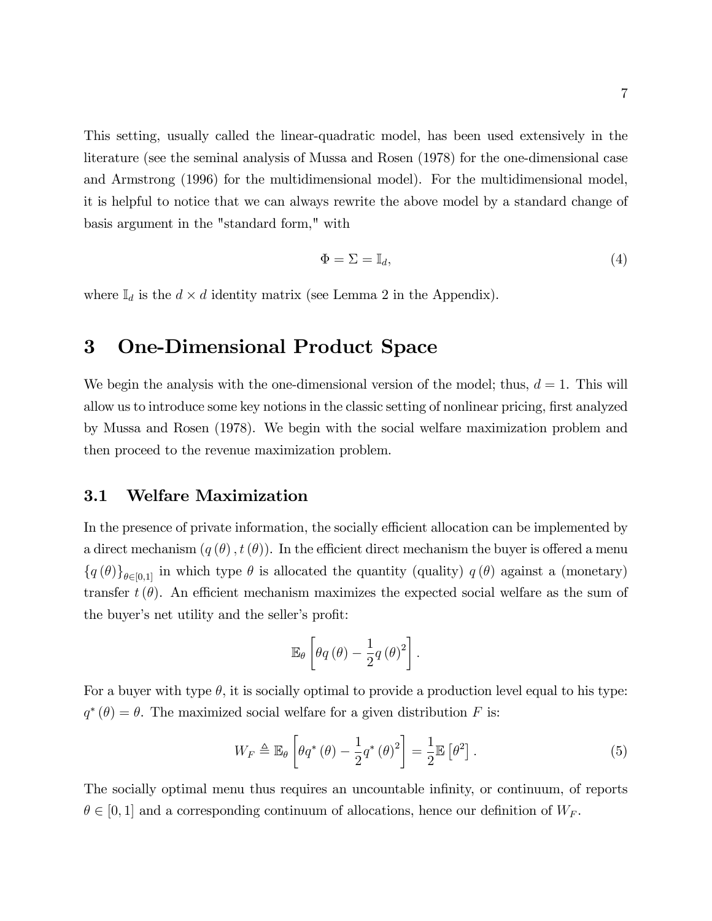This setting, usually called the linear-quadratic model, has been used extensively in the literature (see the seminal analysis of Mussa and Rosen (1978) for the one-dimensional case and Armstrong (1996) for the multidimensional model). For the multidimensional model, it is helpful to notice that we can always rewrite the above model by a standard change of basis argument in the "standard form," with

$$\Phi = \Sigma = \mathbb{I}_d, \tag{4}$$

where $\mathbb{I}_d$ is the $d \times d$ identity matrix (see Lemma 2 in the Appendix).

# 3 One-Dimensional Product Space

We begin the analysis with the one-dimensional version of the model; thus, $d = 1$. This will allow us to introduce some key notions in the classic setting of nonlinear pricing, first analyzed by Mussa and Rosen (1978). We begin with the social welfare maximization problem and then proceed to the revenue maximization problem.

## 3.1 Welfare Maximization

In the presence of private information, the socially efficient allocation can be implemented by a direct mechanism $(q(\theta), t(\theta))$. In the efficient direct mechanism the buyer is offered a menu $\{q(\theta)\}_{\theta \in [0,1]}$ in which type $\theta$ is allocated the quantity (quality) $q(\theta)$ against a (monetary) transfer $t(\theta)$. An efficient mechanism maximizes the expected social welfare as the sum of the buyer's net utility and the seller's profit:

$$\mathbb{E}_\theta \left[ \theta q(\theta) - \frac{1}{2} q(\theta)^2 \right].$$

For a buyer with type $\theta$, it is socially optimal to provide a production level equal to his type: $q^*(\theta) = \theta$. The maximized social welfare for a given distribution $F$ is:

$$W_F \triangleq \mathbb{E}_\theta \left[ \theta q^*(\theta) - \frac{1}{2} q^*(\theta)^2 \right] = \frac{1}{2} \mathbb{E}\left[\theta^2\right]. \tag{5}$$

The socially optimal menu thus requires an uncountable infinity, or continuum, of reports $\theta \in [0, 1]$ and a corresponding continuum of allocations, hence our definition of $W_F$.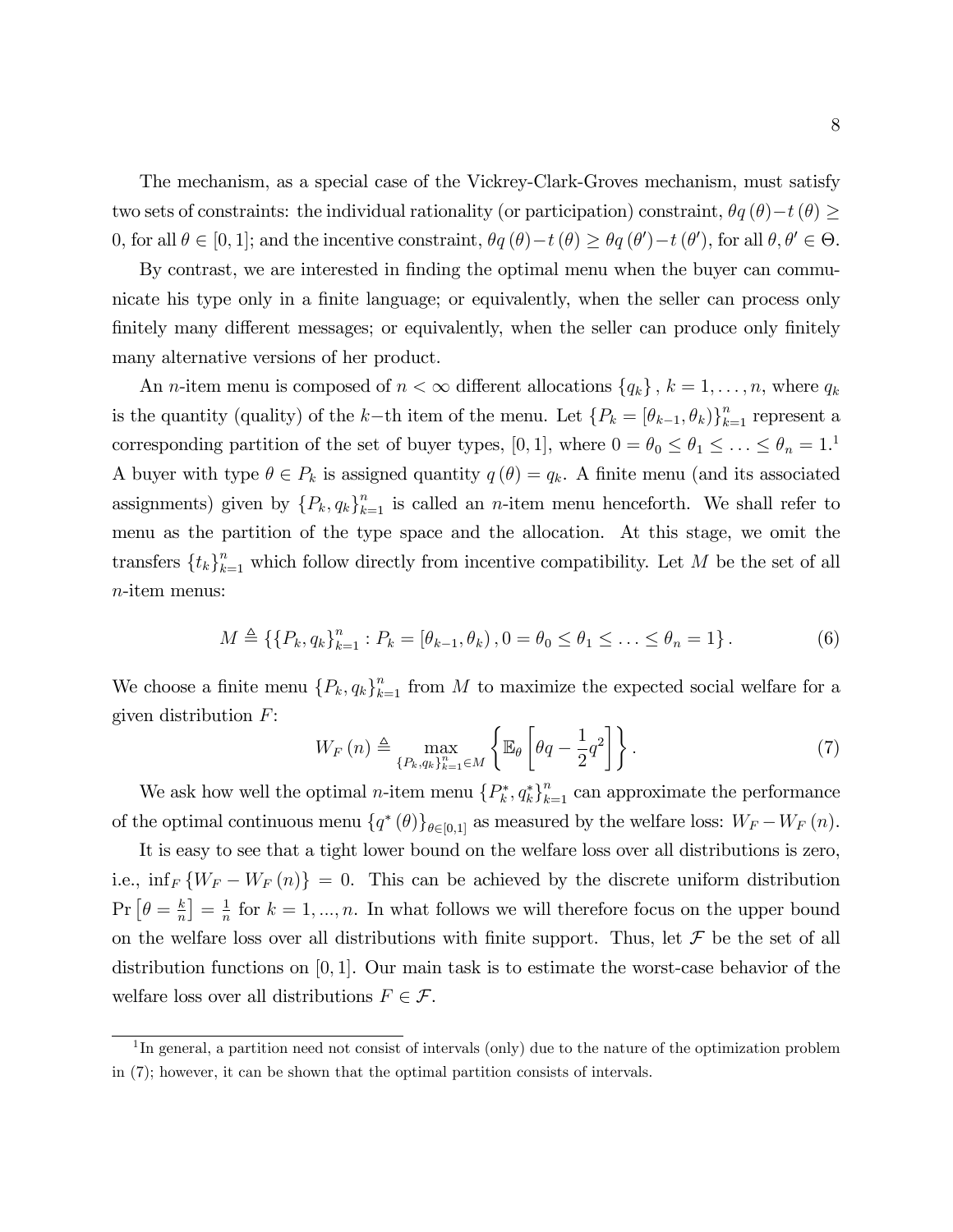The mechanism, as a special case of the Vickrey-Clark-Groves mechanism, must satisfy two sets of constraints: the individual rationality (or participation) constraint, $\theta q(\theta) - t(\theta) \geq 0$, for all $\theta \in [0,1]$; and the incentive constraint, $\theta q(\theta) - t(\theta) \geq \theta q(\theta') - t(\theta')$, for all $\theta, \theta' \in \Theta$.

By contrast, we are interested in finding the optimal menu when the buyer can communicate his type only in a finite language; or equivalently, when the seller can process only finitely many different messages; or equivalently, when the seller can produce only finitely many alternative versions of her product.

An $n$-item menu is composed of $n < \infty$ different allocations $\{q_k\}$, $k = 1, \ldots, n$, where $q_k$ is the quantity (quality) of the $k-$th item of the menu. Let $\{P_k = [\theta_{k-1}, \theta_k)\}_{k=1}^n$ represent a corresponding partition of the set of buyer types, $[0,1]$, where $0 = \theta_0 \leq \theta_1 \leq \ldots \leq \theta_n = 1$.[1] A buyer with type $\theta \in P_k$ is assigned quantity $q(\theta) = q_k$. A finite menu (and its associated assignments) given by $\{P_k, q_k\}_{k=1}^n$ is called an $n$-item menu henceforth. We shall refer to menu as the partition of the type space and the allocation. At this stage, we omit the transfers $\{t_k\}_{k=1}^n$ which follow directly from incentive compatibility. Let $M$ be the set of all $n$-item menus:

$$M \triangleq \left\{ \{P_k, q_k\}_{k=1}^n : P_k = [\theta_{k-1}, \theta_k), 0 = \theta_0 \leq \theta_1 \leq \ldots \leq \theta_n = 1 \right\}. \tag{6}$$

We choose a finite menu $\{P_k, q_k\}_{k=1}^n$ from $M$ to maximize the expected social welfare for a given distribution $F$:

$$W_F(n) \triangleq \max_{\{P_k, q_k\}_{k=1}^n \in M} \left\{ \mathbb{E}_\theta \left[ \theta q - \frac{1}{2} q^2 \right] \right\}. \tag{7}$$

We ask how well the optimal $n$-item menu $\{P_k^*, q_k^*\}_{k=1}^n$ can approximate the performance of the optimal continuous menu $\{q^*(\theta)\}_{\theta \in [0,1]}$ as measured by the welfare loss: $W_F - W_F(n)$.

It is easy to see that a tight lower bound on the welfare loss over all distributions is zero, i.e., $\inf_F \{W_F - W_F(n)\} = 0$. This can be achieved by the discrete uniform distribution $\Pr\left[\theta = \frac{k}{n}\right] = \frac{1}{n}$ for $k = 1, ..., n$. In what follows we will therefore focus on the upper bound on the welfare loss over all distributions with finite support. Thus, let $\mathcal{F}$ be the set of all distribution functions on $[0,1]$. Our main task is to estimate the worst-case behavior of the welfare loss over all distributions $F \in \mathcal{F}$.

[1] In general, a partition need not consist of intervals (only) due to the nature of the optimization problem in (7); however, it can be shown that the optimal partition consists of intervals.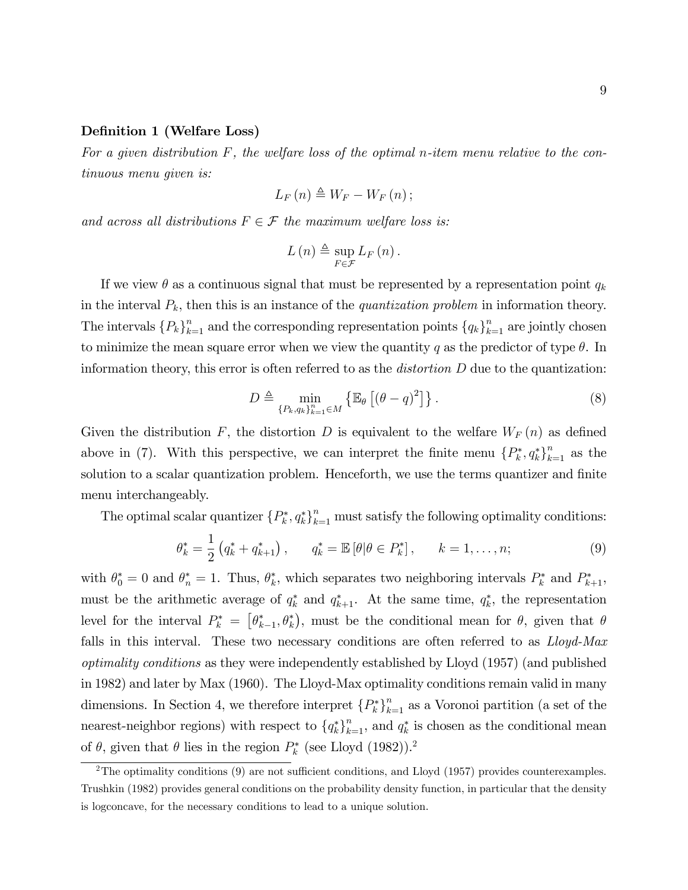**Definition 1 (Welfare Loss)**
*For a given distribution $F$, the welfare loss of the optimal $n$-item menu relative to the continuous menu given is:*

$$L_F(n) \triangleq W_F - W_F(n);$$

*and across all distributions $F \in \mathcal{F}$ the maximum welfare loss is:*

$$L(n) \triangleq \sup_{F \in \mathcal{F}} L_F(n).$$

If we view $\theta$ as a continuous signal that must be represented by a representation point $q_k$ in the interval $P_k$, then this is an instance of the *quantization problem* in information theory. The intervals $\{P_k\}_{k=1}^n$ and the corresponding representation points $\{q_k\}_{k=1}^n$ are jointly chosen to minimize the mean square error when we view the quantity $q$ as the predictor of type $\theta$. In information theory, this error is often referred to as the *distortion* $D$ due to the quantization:

$$D \triangleq \min_{\{P_k, q_k\}_{k=1}^n \in M} \left\{ \mathbb{E}_\theta \left[ (\theta - q)^2 \right] \right\}. \tag{8}$$

Given the distribution $F$, the distortion $D$ is equivalent to the welfare $W_F(n)$ as defined above in (7). With this perspective, we can interpret the finite menu $\{P_k^*, q_k^*\}_{k=1}^n$ as the solution to a scalar quantization problem. Henceforth, we use the terms quantizer and finite menu interchangeably.

The optimal scalar quantizer $\{P_k^*, q_k^*\}_{k=1}^n$ must satisfy the following optimality conditions:

$$\theta_k^* = \frac{1}{2}\left(q_k^* + q_{k+1}^*\right), \qquad q_k^* = \mathbb{E}\left[\theta | \theta \in P_k^*\right], \qquad k = 1, \ldots, n; \tag{9}$$

with $\theta_0^* = 0$ and $\theta_n^* = 1$. Thus, $\theta_k^*$, which separates two neighboring intervals $P_k^*$ and $P_{k+1}^*$, must be the arithmetic average of $q_k^*$ and $q_{k+1}^*$. At the same time, $q_k^*$, the representation level for the interval $P_k^* = \left[\theta_{k-1}^*, \theta_k^*\right)$, must be the conditional mean for $\theta$, given that $\theta$ falls in this interval. These two necessary conditions are often referred to as *Lloyd-Max optimality conditions* as they were independently established by Lloyd (1957) (and published in 1982) and later by Max (1960). The Lloyd-Max optimality conditions remain valid in many dimensions. In Section 4, we therefore interpret $\{P_k^*\}_{k=1}^n$ as a Voronoi partition (a set of the nearest-neighbor regions) with respect to $\{q_k^*\}_{k=1}^n$, and $q_k^*$ is chosen as the conditional mean of $\theta$, given that $\theta$ lies in the region $P_k^*$ (see Lloyd (1982)).[2]

[2] The optimality conditions (9) are not sufficient conditions, and Lloyd (1957) provides counterexamples. Trushkin (1982) provides general conditions on the probability density function, in particular that the density is logconcave, for the necessary conditions to lead to a unique solution.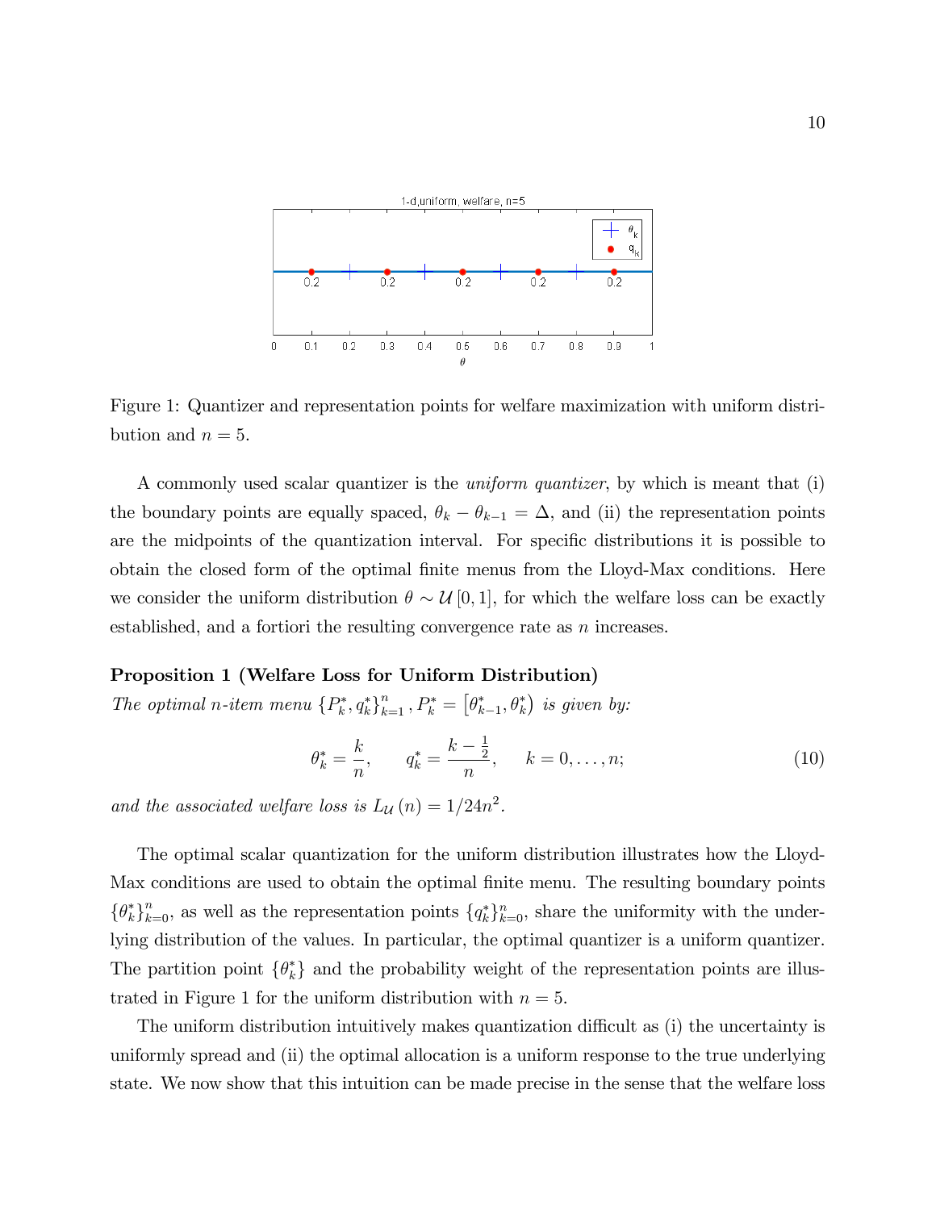Figure 1: Quantizer and representation points for welfare maximization with uniform distribution and $n = 5$.

A commonly used scalar quantizer is the *uniform quantizer*, by which is meant that (i) the boundary points are equally spaced, $\theta_k - \theta_{k-1} = \Delta$, and (ii) the representation points are the midpoints of the quantization interval. For specific distributions it is possible to obtain the closed form of the optimal finite menus from the Lloyd-Max conditions. Here we consider the uniform distribution $\theta \sim \mathcal{U}[0,1]$, for which the welfare loss can be exactly established, and a fortiori the resulting convergence rate as $n$ increases.

**Proposition 1 (Welfare Loss for Uniform Distribution)**
*The optimal $n$-item menu $\{P_k^*, q_k^*\}_{k=1}^n$, $P_k^* = [\theta_{k-1}^*, \theta_k^*)$ is given by:*

$$\theta_k^* = \frac{k}{n}, \qquad q_k^* = \frac{k - \frac{1}{2}}{n}, \qquad k = 0, \ldots, n; \tag{10}$$

*and the associated welfare loss is $L_{\mathcal{U}}(n) = 1/24n^2$.*

The optimal scalar quantization for the uniform distribution illustrates how the Lloyd-Max conditions are used to obtain the optimal finite menu. The resulting boundary points $\{\theta_k^*\}_{k=0}^n$, as well as the representation points $\{q_k^*\}_{k=0}^n$, share the uniformity with the underlying distribution of the values. In particular, the optimal quantizer is a uniform quantizer. The partition point $\{\theta_k^*\}$ and the probability weight of the representation points are illustrated in Figure 1 for the uniform distribution with $n = 5$.

The uniform distribution intuitively makes quantization difficult as (i) the uncertainty is uniformly spread and (ii) the optimal allocation is a uniform response to the true underlying state. We now show that this intuition can be made precise in the sense that the welfare loss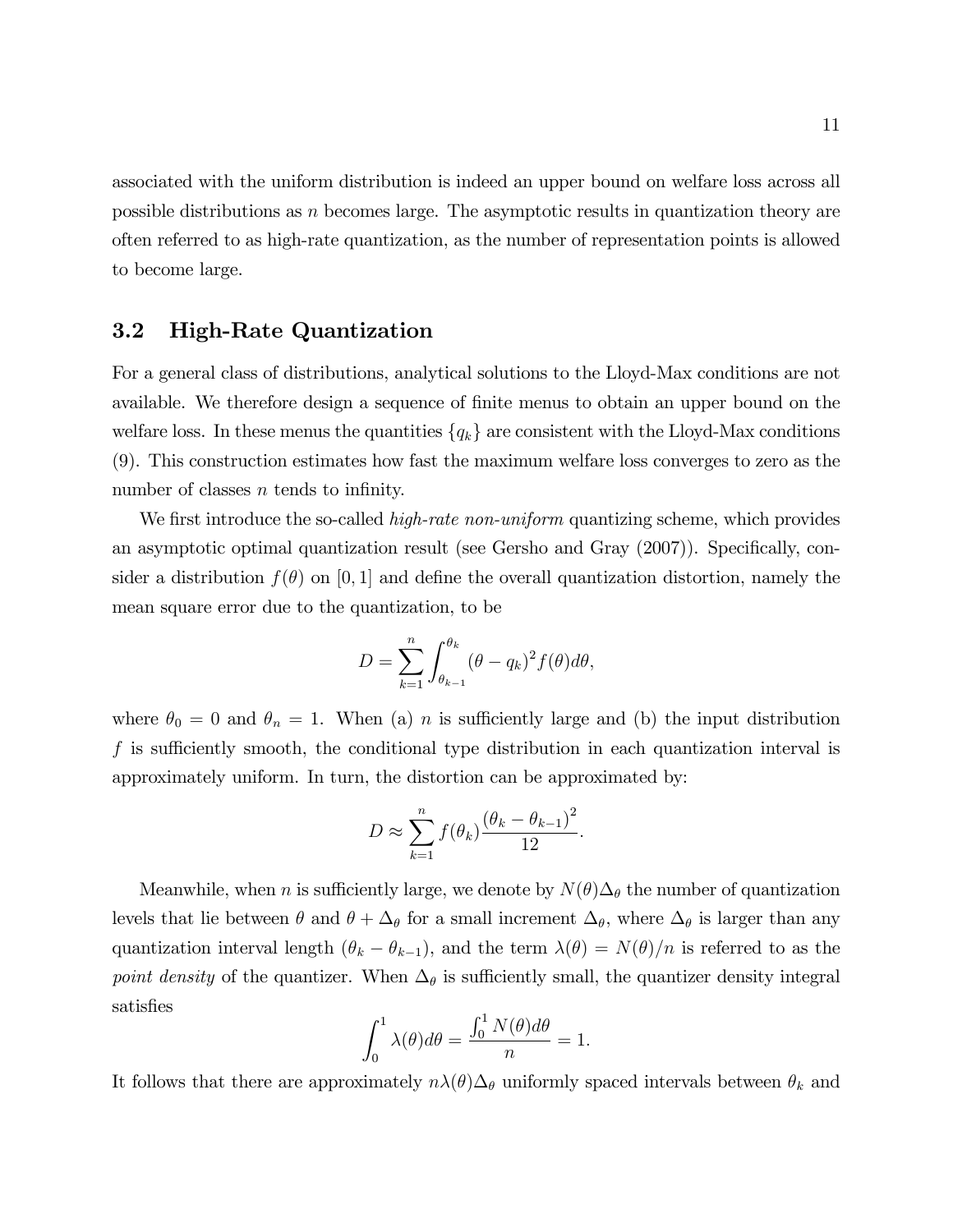associated with the uniform distribution is indeed an upper bound on welfare loss across all possible distributions as $n$ becomes large. The asymptotic results in quantization theory are often referred to as high-rate quantization, as the number of representation points is allowed to become large.

### 3.2 High-Rate Quantization

For a general class of distributions, analytical solutions to the Lloyd-Max conditions are not available. We therefore design a sequence of finite menus to obtain an upper bound on the welfare loss. In these menus the quantities $\{q_k\}$ are consistent with the Lloyd-Max conditions (9). This construction estimates how fast the maximum welfare loss converges to zero as the number of classes $n$ tends to infinity.

We first introduce the so-called *high-rate non-uniform* quantizing scheme, which provides an asymptotic optimal quantization result (see Gersho and Gray (2007)). Specifically, consider a distribution $f(\theta)$ on $[0,1]$ and define the overall quantization distortion, namely the mean square error due to the quantization, to be

$$D = \sum_{k=1}^{n} \int_{\theta_{k-1}}^{\theta_k} (\theta - q_k)^2 f(\theta) d\theta,$$

where $\theta_0 = 0$ and $\theta_n = 1$. When (a) $n$ is sufficiently large and (b) the input distribution $f$ is sufficiently smooth, the conditional type distribution in each quantization interval is approximately uniform. In turn, the distortion can be approximated by:

$$D \approx \sum_{k=1}^{n} f(\theta_k) \frac{(\theta_k - \theta_{k-1})^2}{12}.$$

Meanwhile, when $n$ is sufficiently large, we denote by $N(\theta)\Delta_\theta$ the number of quantization levels that lie between $\theta$ and $\theta + \Delta_\theta$ for a small increment $\Delta_\theta$, where $\Delta_\theta$ is larger than any quantization interval length $(\theta_k - \theta_{k-1})$, and the term $\lambda(\theta) = N(\theta)/n$ is referred to as the *point density* of the quantizer. When $\Delta_\theta$ is sufficiently small, the quantizer density integral satisfies

$$\int_0^1 \lambda(\theta) d\theta = \frac{\int_0^1 N(\theta) d\theta}{n} = 1.$$

It follows that there are approximately $n\lambda(\theta)\Delta_\theta$ uniformly spaced intervals between $\theta_k$ and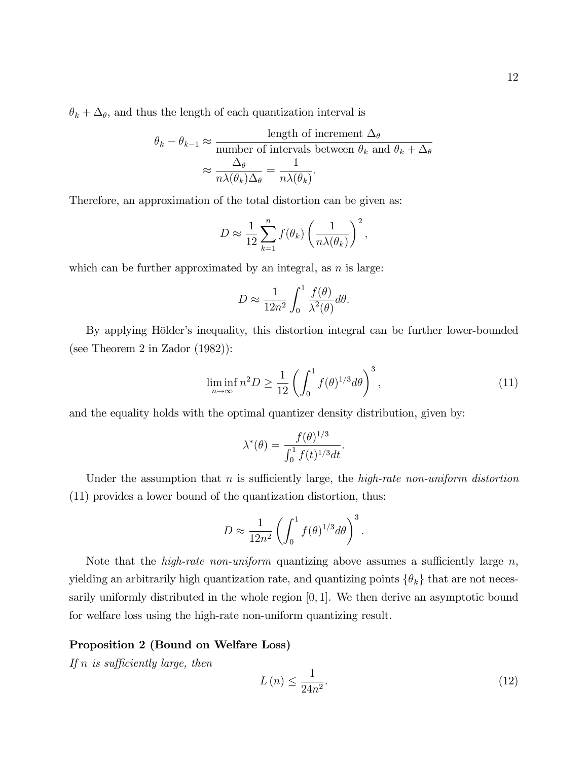$\theta_k + \Delta_\theta$, and thus the length of each quantization interval is

$$
\begin{aligned}
\theta_k - \theta_{k-1} &\approx \frac{\text{length of increment } \Delta_\theta}{\text{number of intervals between } \theta_k \text{ and } \theta_k + \Delta_\theta} \\
&\approx \frac{\Delta_\theta}{n\lambda(\theta_k)\Delta_\theta} = \frac{1}{n\lambda(\theta_k)}.
\end{aligned}
$$

Therefore, an approximation of the total distortion can be given as:

$$
D \approx \frac{1}{12}\sum_{k=1}^{n} f(\theta_k)\left(\frac{1}{n\lambda(\theta_k)}\right)^2,
$$

which can be further approximated by an integral, as $n$ is large:

$$
D \approx \frac{1}{12n^2}\int_0^1 \frac{f(\theta)}{\lambda^2(\theta)}d\theta.
$$

By applying Hölder's inequality, this distortion integral can be further lower-bounded (see Theorem 2 in Zador (1982)):

$$
\liminf_{n\to\infty} n^2 D \geq \frac{1}{12}\left(\int_0^1 f(\theta)^{1/3}d\theta\right)^3, \tag{11}
$$

and the equality holds with the optimal quantizer density distribution, given by:

$$
\lambda^*(\theta) = \frac{f(\theta)^{1/3}}{\int_0^1 f(t)^{1/3}dt}.
$$

Under the assumption that $n$ is sufficiently large, the *high-rate non-uniform distortion* (11) provides a lower bound of the quantization distortion, thus:

$$
D \approx \frac{1}{12n^2}\left(\int_0^1 f(\theta)^{1/3}d\theta\right)^3.
$$

Note that the *high-rate non-uniform* quantizing above assumes a sufficiently large $n$, yielding an arbitrarily high quantization rate, and quantizing points $\{\theta_k\}$ that are not necessarily uniformly distributed in the whole region $[0,1]$. We then derive an asymptotic bound for welfare loss using the high-rate non-uniform quantizing result.

**Proposition 2 (Bound on Welfare Loss)**
*If $n$ is sufficiently large, then*

$$
L(n) \leq \frac{1}{24n^2}. \tag{12}
$$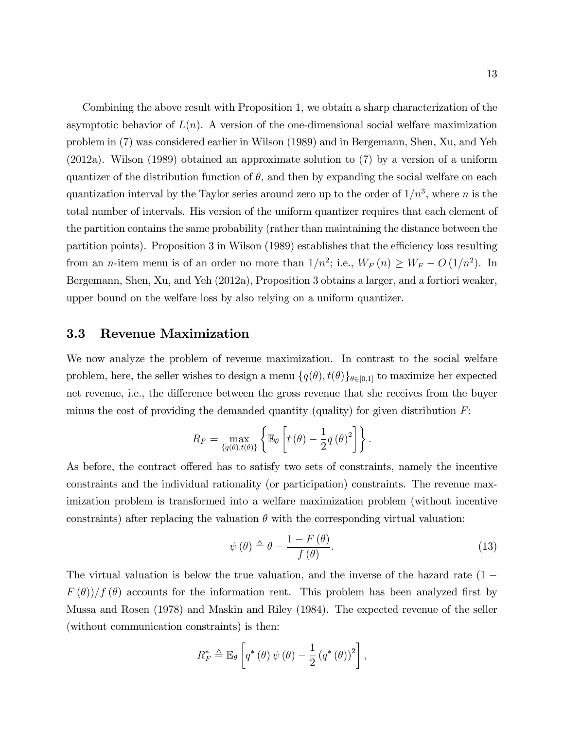Combining the above result with Proposition 1, we obtain a sharp characterization of the asymptotic behavior of $L(n)$. A version of the one-dimensional social welfare maximization problem in (7) was considered earlier in Wilson (1989) and in Bergemann, Shen, Xu, and Yeh (2012a). Wilson (1989) obtained an approximate solution to (7) by a version of a uniform quantizer of the distribution function of $\theta$, and then by expanding the social welfare on each quantization interval by the Taylor series around zero up to the order of $1/n^3$, where $n$ is the total number of intervals. His version of the uniform quantizer requires that each element of the partition contains the same probability (rather than maintaining the distance between the partition points). Proposition 3 in Wilson (1989) establishes that the efficiency loss resulting from an $n$-item menu is of an order no more than $1/n^2$; i.e., $W_F(n) \geq W_F - O(1/n^2)$. In Bergemann, Shen, Xu, and Yeh (2012a), Proposition 3 obtains a larger, and a fortiori weaker, upper bound on the welfare loss by also relying on a uniform quantizer.

### 3.3 Revenue Maximization

We now analyze the problem of revenue maximization. In contrast to the social welfare problem, here, the seller wishes to design a menu $\{q(\theta), t(\theta)\}_{\theta \in [0,1]}$ to maximize her expected net revenue, i.e., the difference between the gross revenue that she receives from the buyer minus the cost of providing the demanded quantity (quality) for given distribution $F$:

$$R_F = \max_{\{q(\theta),t(\theta)\}} \left\{ \mathbb{E}_\theta \left[ t(\theta) - \frac{1}{2} q(\theta)^2 \right] \right\}.$$

As before, the contract offered has to satisfy two sets of constraints, namely the incentive constraints and the individual rationality (or participation) constraints. The revenue maximization problem is transformed into a welfare maximization problem (without incentive constraints) after replacing the valuation $\theta$ with the corresponding virtual valuation:

$$\psi(\theta) \triangleq \theta - \frac{1 - F(\theta)}{f(\theta)}. \tag{13}$$

The virtual valuation is below the true valuation, and the inverse of the hazard rate $(1 - F(\theta))/f(\theta)$ accounts for the information rent. This problem has been analyzed first by Mussa and Rosen (1978) and Maskin and Riley (1984). The expected revenue of the seller (without communication constraints) is then:

$$R_F^* \triangleq \mathbb{E}_\theta \left[ q^*(\theta)\psi(\theta) - \frac{1}{2}(q^*(\theta))^2 \right],$$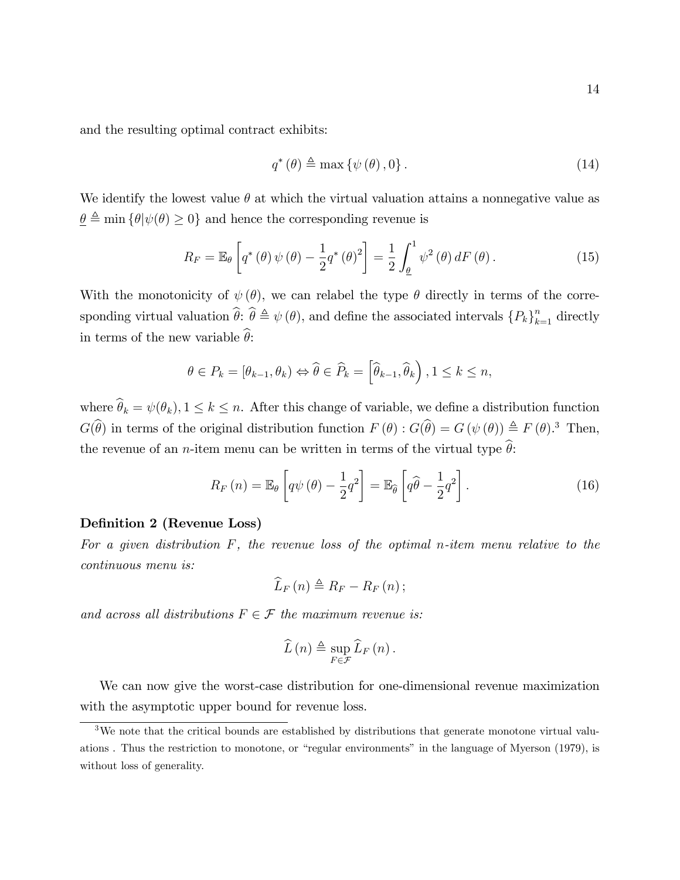and the resulting optimal contract exhibits:

$$q^*(\theta) \triangleq \max\{\psi(\theta), 0\}. \tag{14}$$

We identify the lowest value $\theta$ at which the virtual valuation attains a nonnegative value as $\underline{\theta} \triangleq \min\{\theta | \psi(\theta) \geq 0\}$ and hence the corresponding revenue is

$$R_F = \mathbb{E}_\theta\left[q^*(\theta)\psi(\theta) - \frac{1}{2}q^*(\theta)^2\right] = \frac{1}{2}\int_{\underline{\theta}}^1 \psi^2(\theta)\, dF(\theta). \tag{15}$$

With the monotonicity of $\psi(\theta)$, we can relabel the type $\theta$ directly in terms of the corresponding virtual valuation $\widehat{\theta}$: $\widehat{\theta} \triangleq \psi(\theta)$, and define the associated intervals $\{P_k\}_{k=1}^n$ directly in terms of the new variable $\widehat{\theta}$:

$$\theta \in P_k = [\theta_{k-1}, \theta_k) \Leftrightarrow \widehat{\theta} \in \widehat{P}_k = \left[\widehat{\theta}_{k-1}, \widehat{\theta}_k\right), 1 \leq k \leq n,$$

where $\widehat{\theta}_k = \psi(\theta_k), 1 \leq k \leq n$. After this change of variable, we define a distribution function $G(\widehat{\theta})$ in terms of the original distribution function $F(\theta) : G(\widehat{\theta}) = G(\psi(\theta)) \triangleq F(\theta)$.[3] Then, the revenue of an $n$-item menu can be written in terms of the virtual type $\widehat{\theta}$:

$$R_F(n) = \mathbb{E}_\theta\left[q\psi(\theta) - \frac{1}{2}q^2\right] = \mathbb{E}_{\widehat{\theta}}\left[q\widehat{\theta} - \frac{1}{2}q^2\right]. \tag{16}$$

**Definition 2 (Revenue Loss)**

*For a given distribution $F$, the revenue loss of the optimal $n$-item menu relative to the continuous menu is:*

$$\widehat{L}_F(n) \triangleq R_F - R_F(n);$$

*and across all distributions $F \in \mathcal{F}$ the maximum revenue is:*

$$\widehat{L}(n) \triangleq \sup_{F \in \mathcal{F}} \widehat{L}_F(n).$$

We can now give the worst-case distribution for one-dimensional revenue maximization with the asymptotic upper bound for revenue loss.

[3] We note that the critical bounds are established by distributions that generate monotone virtual valuations . Thus the restriction to monotone, or "regular environments" in the language of Myerson (1979), is without loss of generality.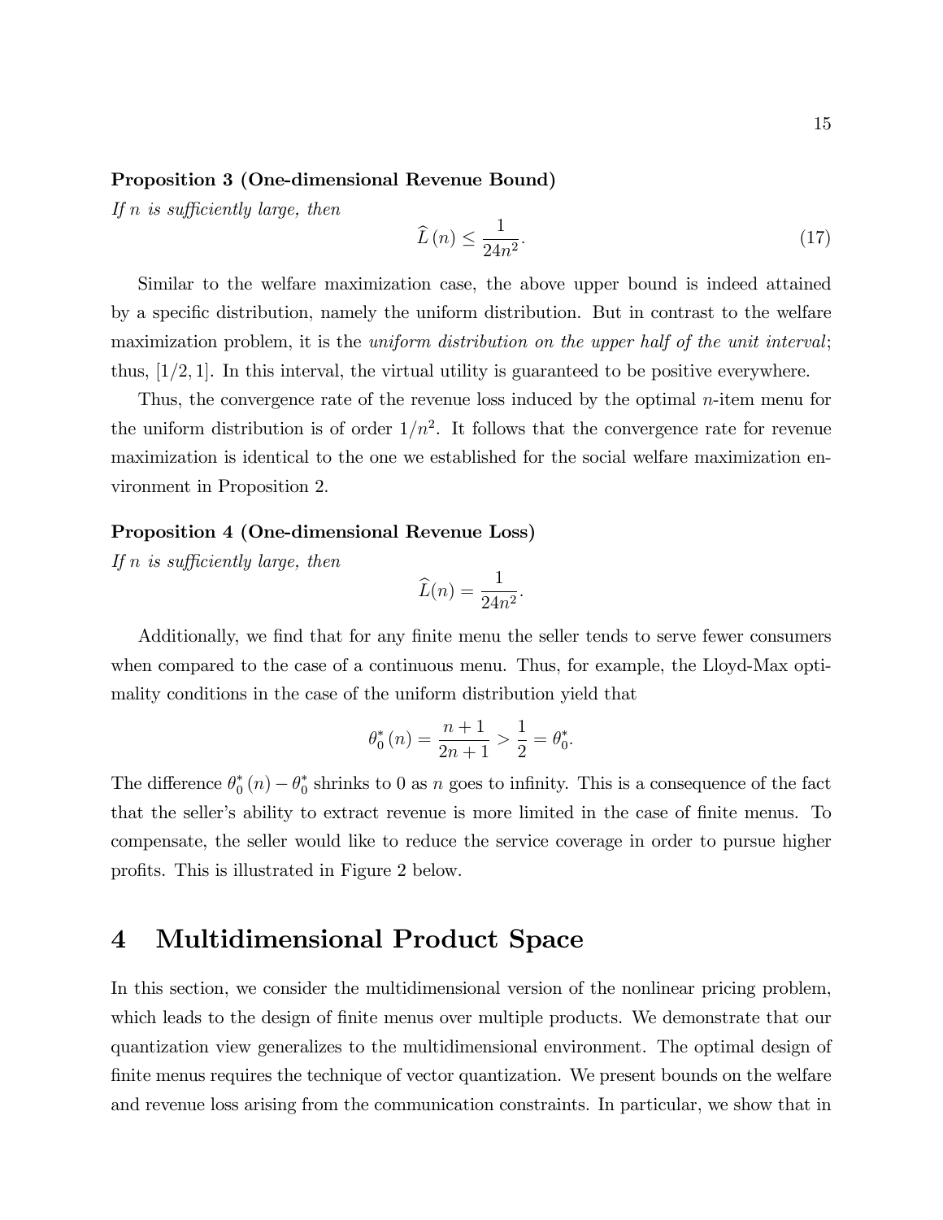**Proposition 3 (One-dimensional Revenue Bound)**

*If $n$ is sufficiently large, then*

$$\widehat{L}(n) \leq \frac{1}{24n^2}. \tag{17}$$

Similar to the welfare maximization case, the above upper bound is indeed attained by a specific distribution, namely the uniform distribution. But in contrast to the welfare maximization problem, it is the *uniform distribution on the upper half of the unit interval*; thus, $[1/2, 1]$. In this interval, the virtual utility is guaranteed to be positive everywhere.

Thus, the convergence rate of the revenue loss induced by the optimal $n$-item menu for the uniform distribution is of order $1/n^2$. It follows that the convergence rate for revenue maximization is identical to the one we established for the social welfare maximization environment in Proposition 2.

**Proposition 4 (One-dimensional Revenue Loss)**

*If $n$ is sufficiently large, then*

$$\widehat{L}(n) = \frac{1}{24n^2}.$$

Additionally, we find that for any finite menu the seller tends to serve fewer consumers when compared to the case of a continuous menu. Thus, for example, the Lloyd-Max optimality conditions in the case of the uniform distribution yield that

$$\theta_0^*(n) = \frac{n+1}{2n+1} > \frac{1}{2} = \theta_0^*.$$

The difference $\theta_0^*(n) - \theta_0^*$ shrinks to 0 as $n$ goes to infinity. This is a consequence of the fact that the seller's ability to extract revenue is more limited in the case of finite menus. To compensate, the seller would like to reduce the service coverage in order to pursue higher profits. This is illustrated in Figure 2 below.

# 4 Multidimensional Product Space

In this section, we consider the multidimensional version of the nonlinear pricing problem, which leads to the design of finite menus over multiple products. We demonstrate that our quantization view generalizes to the multidimensional environment. The optimal design of finite menus requires the technique of vector quantization. We present bounds on the welfare and revenue loss arising from the communication constraints. In particular, we show that in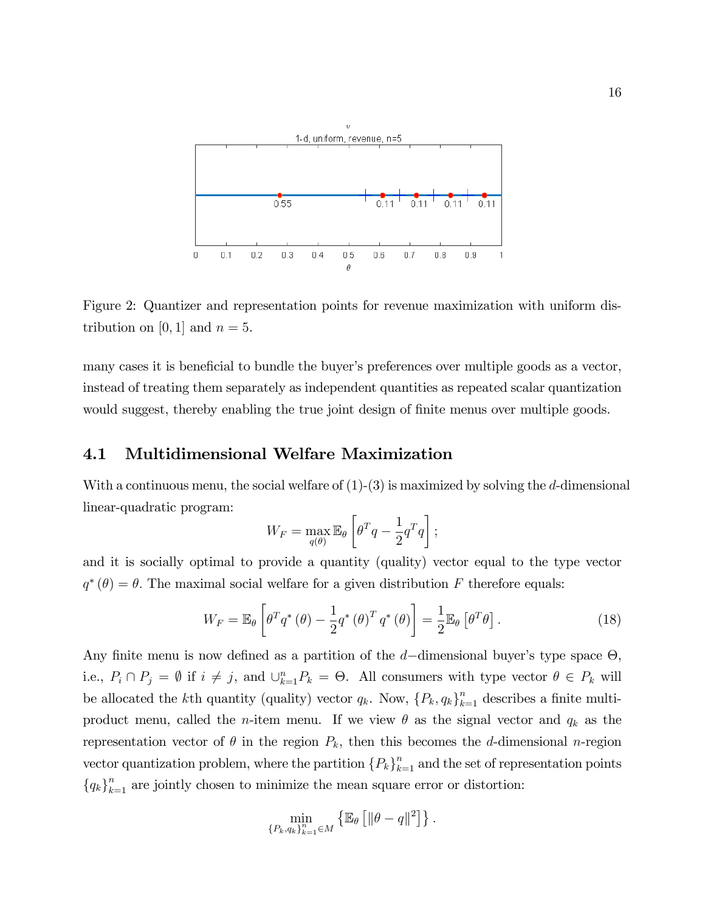Figure 2: Quantizer and representation points for revenue maximization with uniform distribution on $[0, 1]$ and $n = 5$.

many cases it is beneficial to bundle the buyer's preferences over multiple goods as a vector, instead of treating them separately as independent quantities as repeated scalar quantization would suggest, thereby enabling the true joint design of finite menus over multiple goods.

## 4.1 Multidimensional Welfare Maximization

With a continuous menu, the social welfare of (1)-(3) is maximized by solving the $d$-dimensional linear-quadratic program:

$$W_F = \max_{q(\theta)} \mathbb{E}_\theta \left[ \theta^T q - \frac{1}{2} q^T q \right];$$

and it is socially optimal to provide a quantity (quality) vector equal to the type vector $q^*(\theta) = \theta$. The maximal social welfare for a given distribution $F$ therefore equals:

$$W_F = \mathbb{E}_\theta \left[ \theta^T q^*(\theta) - \frac{1}{2} q^*(\theta)^T q^*(\theta) \right] = \frac{1}{2} \mathbb{E}_\theta \left[ \theta^T \theta \right]. \tag{18}$$

Any finite menu is now defined as a partition of the $d-$dimensional buyer's type space $\Theta$, i.e., $P_i \cap P_j = \emptyset$ if $i \neq j$, and $\cup_{k=1}^n P_k = \Theta$. All consumers with type vector $\theta \in P_k$ will be allocated the $k$th quantity (quality) vector $q_k$. Now, $\{P_k, q_k\}_{k=1}^n$ describes a finite multi-product menu, called the $n$-item menu. If we view $\theta$ as the signal vector and $q_k$ as the representation vector of $\theta$ in the region $P_k$, then this becomes the $d$-dimensional $n$-region vector quantization problem, where the partition $\{P_k\}_{k=1}^n$ and the set of representation points $\{q_k\}_{k=1}^n$ are jointly chosen to minimize the mean square error or distortion:

$$\min_{\{P_k, q_k\}_{k=1}^n \in M} \left\{ \mathbb{E}_\theta \left[ \|\theta - q\|^2 \right] \right\}.$$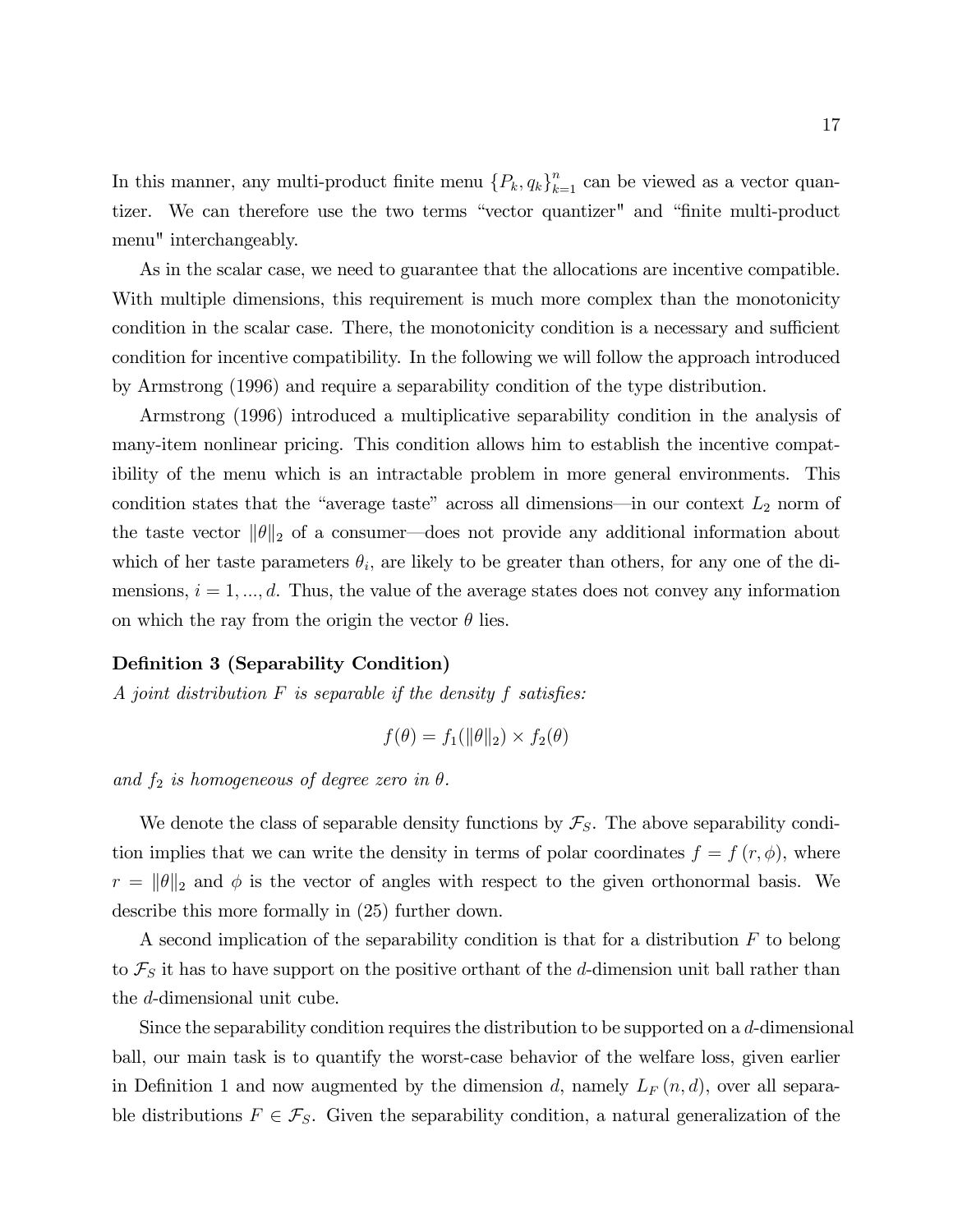In this manner, any multi-product finite menu $\{P_k, q_k\}_{k=1}^{n}$ can be viewed as a vector quantizer. We can therefore use the two terms "vector quantizer" and "finite multi-product menu" interchangeably.

As in the scalar case, we need to guarantee that the allocations are incentive compatible. With multiple dimensions, this requirement is much more complex than the monotonicity condition in the scalar case. There, the monotonicity condition is a necessary and sufficient condition for incentive compatibility. In the following we will follow the approach introduced by Armstrong (1996) and require a separability condition of the type distribution.

Armstrong (1996) introduced a multiplicative separability condition in the analysis of many-item nonlinear pricing. This condition allows him to establish the incentive compatibility of the menu which is an intractable problem in more general environments. This condition states that the "average taste" across all dimensions—in our context $L_2$ norm of the taste vector $\|\theta\|_2$ of a consumer—does not provide any additional information about which of her taste parameters $\theta_i$, are likely to be greater than others, for any one of the dimensions, $i = 1, ..., d$. Thus, the value of the average states does not convey any information on which the ray from the origin the vector $\theta$ lies.

**Definition 3 (Separability Condition)**
*A joint distribution $F$ is separable if the density $f$ satisfies:*

$$f(\theta) = f_1(\|\theta\|_2) \times f_2(\theta)$$

*and $f_2$ is homogeneous of degree zero in $\theta$.*

We denote the class of separable density functions by $\mathcal{F}_S$. The above separability condition implies that we can write the density in terms of polar coordinates $f = f(r, \phi)$, where $r = \|\theta\|_2$ and $\phi$ is the vector of angles with respect to the given orthonormal basis. We describe this more formally in (25) further down.

A second implication of the separability condition is that for a distribution $F$ to belong to $\mathcal{F}_S$ it has to have support on the positive orthant of the $d$-dimension unit ball rather than the $d$-dimensional unit cube.

Since the separability condition requires the distribution to be supported on a $d$-dimensional ball, our main task is to quantify the worst-case behavior of the welfare loss, given earlier in Definition 1 and now augmented by the dimension $d$, namely $L_F(n, d)$, over all separable distributions $F \in \mathcal{F}_S$. Given the separability condition, a natural generalization of the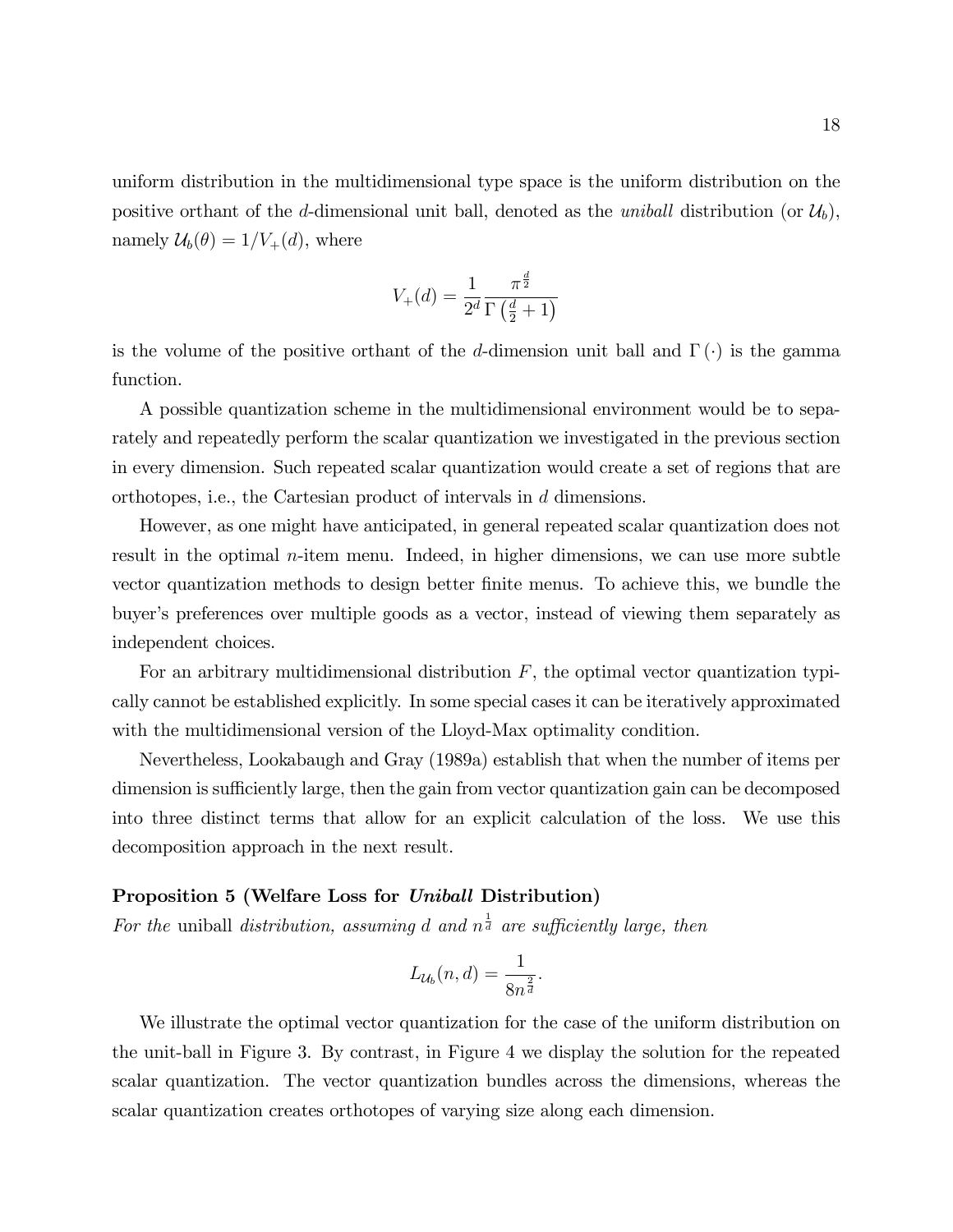uniform distribution in the multidimensional type space is the uniform distribution on the positive orthant of the $d$-dimensional unit ball, denoted as the *uniball* distribution (or $\mathcal{U}_b$), namely $\mathcal{U}_b(\theta) = 1/V_+(d)$, where

$$V_+(d) = \frac{1}{2^d} \frac{\pi^{\frac{d}{2}}}{\Gamma\left(\frac{d}{2}+1\right)}$$

is the volume of the positive orthant of the $d$-dimension unit ball and $\Gamma(\cdot)$ is the gamma function.

A possible quantization scheme in the multidimensional environment would be to separately and repeatedly perform the scalar quantization we investigated in the previous section in every dimension. Such repeated scalar quantization would create a set of regions that are orthotopes, i.e., the Cartesian product of intervals in $d$ dimensions.

However, as one might have anticipated, in general repeated scalar quantization does not result in the optimal $n$-item menu. Indeed, in higher dimensions, we can use more subtle vector quantization methods to design better finite menus. To achieve this, we bundle the buyer's preferences over multiple goods as a vector, instead of viewing them separately as independent choices.

For an arbitrary multidimensional distribution $F$, the optimal vector quantization typically cannot be established explicitly. In some special cases it can be iteratively approximated with the multidimensional version of the Lloyd-Max optimality condition.

Nevertheless, Lookabaugh and Gray (1989a) establish that when the number of items per dimension is sufficiently large, then the gain from vector quantization gain can be decomposed into three distinct terms that allow for an explicit calculation of the loss. We use this decomposition approach in the next result.

**Proposition 5 (Welfare Loss for *Uniball* Distribution)**
*For the* uniball *distribution, assuming $d$ and $n^{\frac{1}{d}}$ are sufficiently large, then*

$$L_{\mathcal{U}_b}(n,d) = \frac{1}{8n^{\frac{2}{d}}}.$$

We illustrate the optimal vector quantization for the case of the uniform distribution on the unit-ball in Figure 3. By contrast, in Figure 4 we display the solution for the repeated scalar quantization. The vector quantization bundles across the dimensions, whereas the scalar quantization creates orthotopes of varying size along each dimension.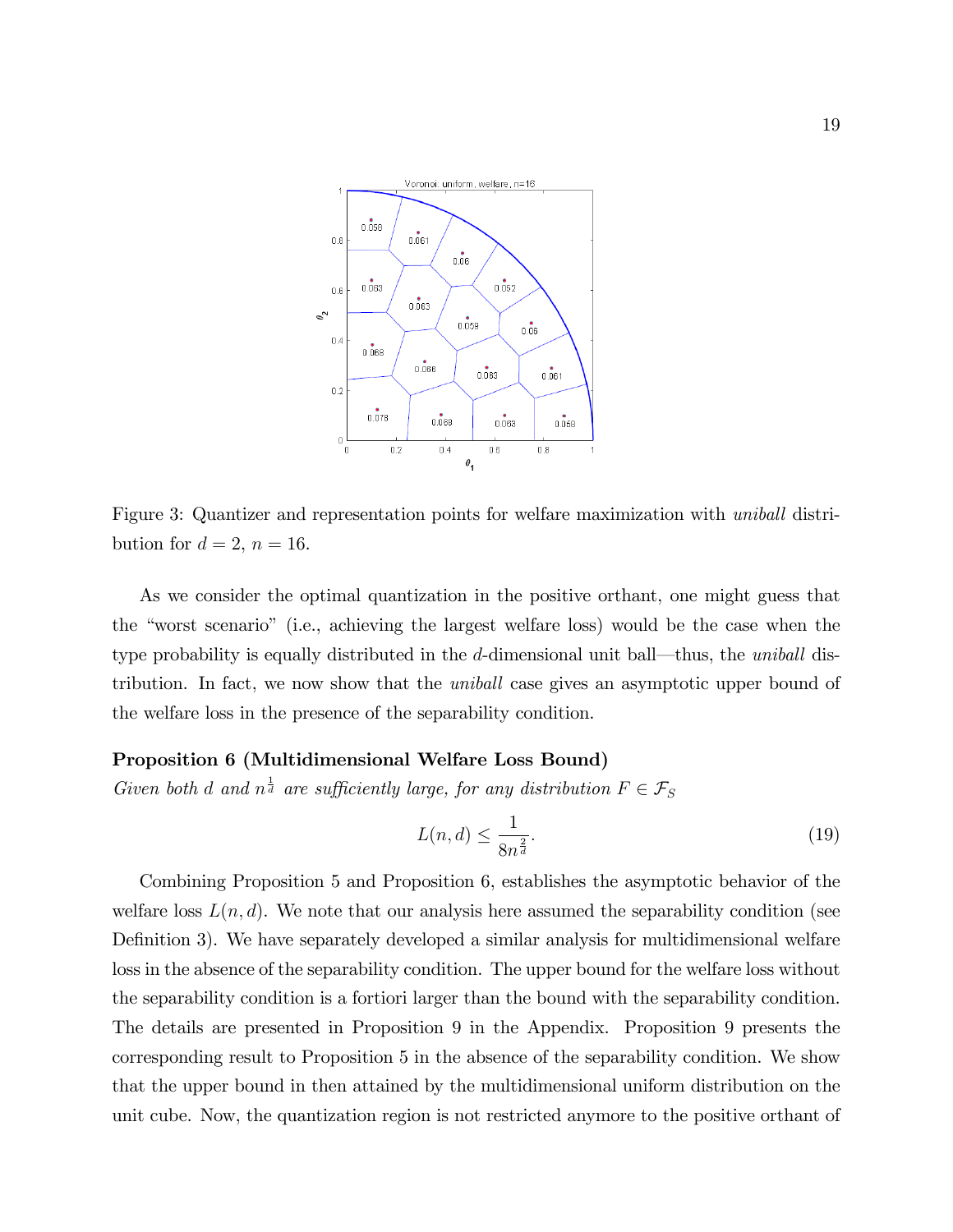Figure 3: Quantizer and representation points for welfare maximization with *uniball* distribution for $d = 2$, $n = 16$.

As we consider the optimal quantization in the positive orthant, one might guess that the "worst scenario" (i.e., achieving the largest welfare loss) would be the case when the type probability is equally distributed in the $d$-dimensional unit ball—thus, the *uniball* distribution. In fact, we now show that the *uniball* case gives an asymptotic upper bound of the welfare loss in the presence of the separability condition.

**Proposition 6 (Multidimensional Welfare Loss Bound)**
*Given both $d$ and $n^{\frac{1}{d}}$ are sufficiently large, for any distribution $F \in \mathcal{F}_S$*

$$L(n, d) \leq \frac{1}{8n^{\frac{2}{d}}}. \tag{19}$$

Combining Proposition 5 and Proposition 6, establishes the asymptotic behavior of the welfare loss $L(n, d)$. We note that our analysis here assumed the separability condition (see Definition 3). We have separately developed a similar analysis for multidimensional welfare loss in the absence of the separability condition. The upper bound for the welfare loss without the separability condition is a fortiori larger than the bound with the separability condition. The details are presented in Proposition 9 in the Appendix. Proposition 9 presents the corresponding result to Proposition 5 in the absence of the separability condition. We show that the upper bound in then attained by the multidimensional uniform distribution on the unit cube. Now, the quantization region is not restricted anymore to the positive orthant of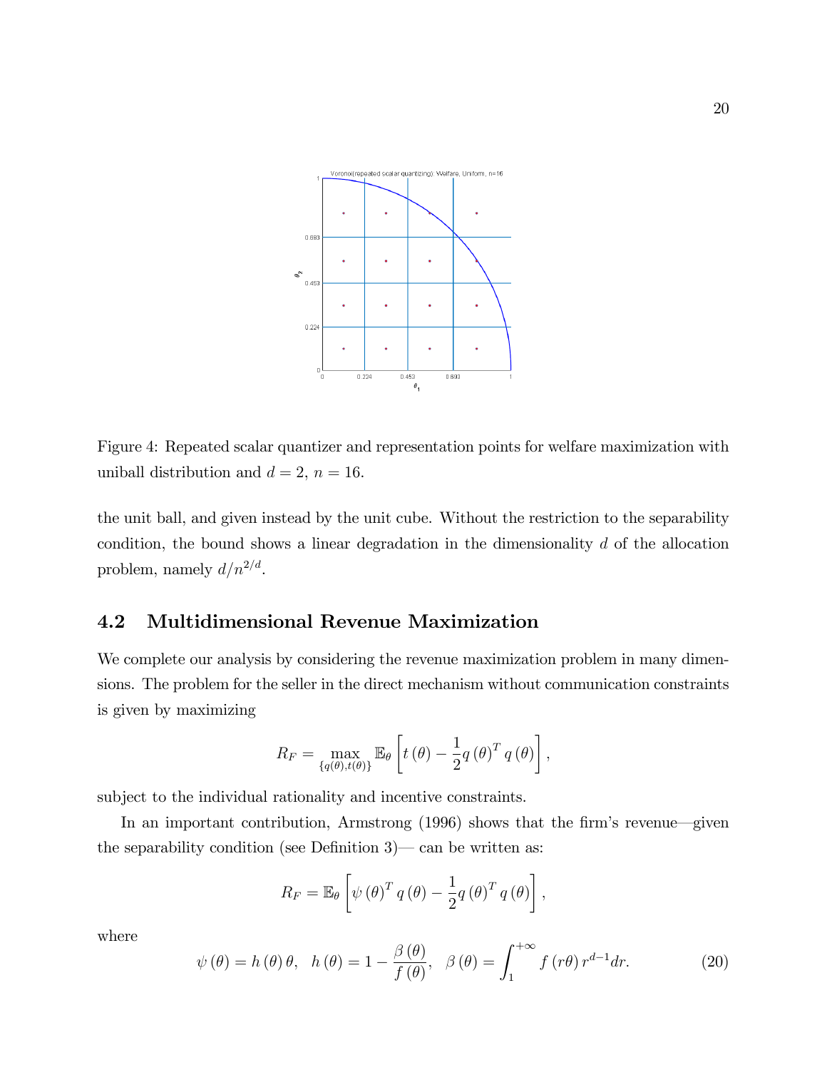Figure 4: Repeated scalar quantizer and representation points for welfare maximization with uniball distribution and $d = 2$, $n = 16$.

the unit ball, and given instead by the unit cube. Without the restriction to the separability condition, the bound shows a linear degradation in the dimensionality $d$ of the allocation problem, namely $d/n^{2/d}$.

### 4.2 Multidimensional Revenue Maximization

We complete our analysis by considering the revenue maximization problem in many dimensions. The problem for the seller in the direct mechanism without communication constraints is given by maximizing

$$R_F = \max_{\{q(\theta),t(\theta)\}} \mathbb{E}_\theta \left[ t(\theta) - \frac{1}{2} q(\theta)^T q(\theta) \right],$$

subject to the individual rationality and incentive constraints.

In an important contribution, Armstrong (1996) shows that the firm's revenue—given the separability condition (see Definition 3)— can be written as:

$$R_F = \mathbb{E}_\theta \left[ \psi(\theta)^T q(\theta) - \frac{1}{2} q(\theta)^T q(\theta) \right],$$

where

$$\psi(\theta) = h(\theta)\theta, \quad h(\theta) = 1 - \frac{\beta(\theta)}{f(\theta)}, \quad \beta(\theta) = \int_1^{+\infty} f(r\theta) r^{d-1} dr. \tag{20}$$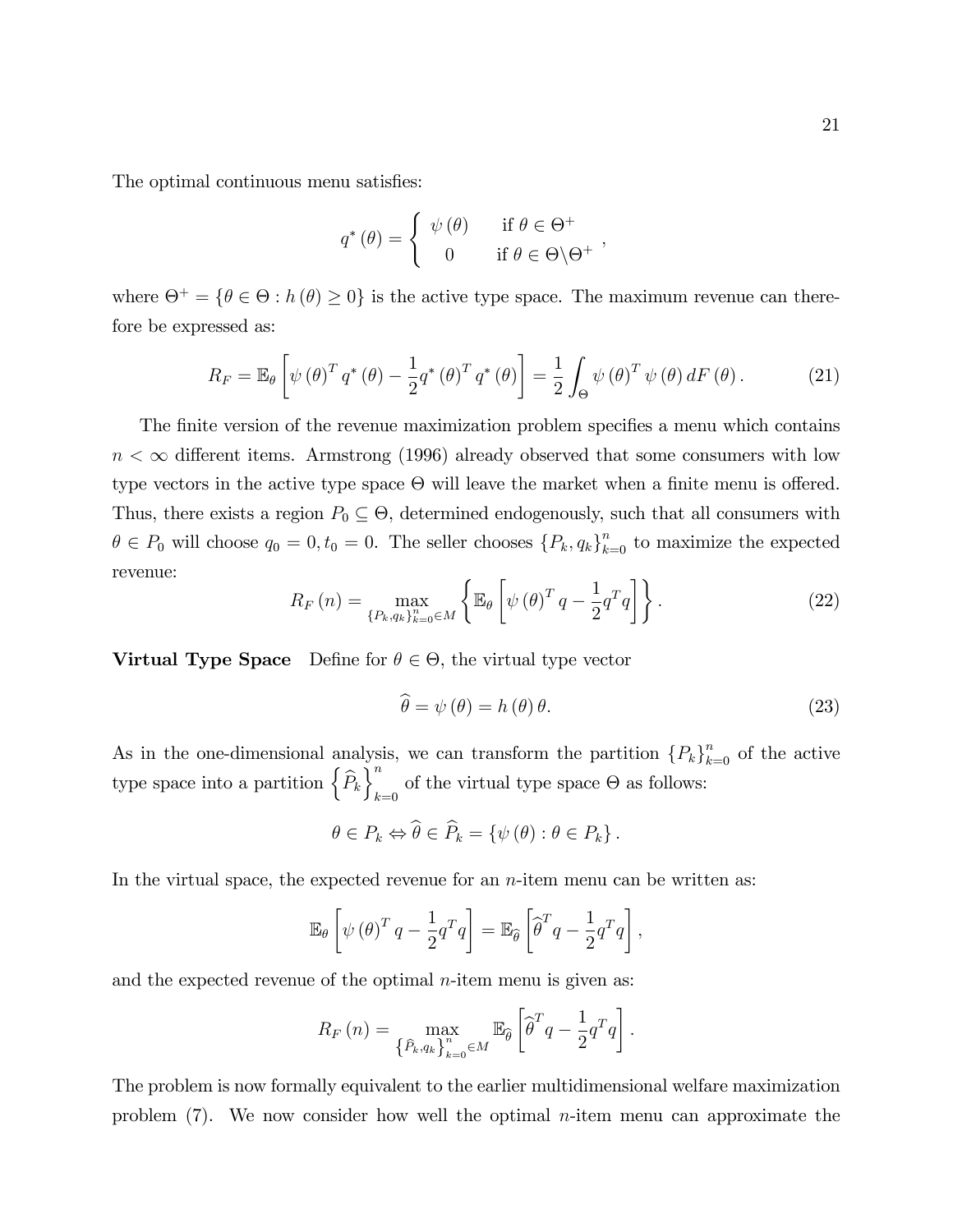The optimal continuous menu satisfies:

$$q^*(\theta) = \begin{cases} \psi(\theta) & \text{if } \theta \in \Theta^+ \\ 0 & \text{if } \theta \in \Theta \backslash \Theta^+ \end{cases},$$

where $\Theta^+ = \{\theta \in \Theta : h(\theta) \geq 0\}$ is the active type space. The maximum revenue can therefore be expressed as:

$$R_F = \mathbb{E}_\theta \left[ \psi(\theta)^T q^*(\theta) - \frac{1}{2} q^*(\theta)^T q^*(\theta) \right] = \frac{1}{2} \int_\Theta \psi(\theta)^T \psi(\theta) \, dF(\theta). \tag{21}$$

The finite version of the revenue maximization problem specifies a menu which contains $n < \infty$ different items. Armstrong (1996) already observed that some consumers with low type vectors in the active type space $\Theta$ will leave the market when a finite menu is offered. Thus, there exists a region $P_0 \subseteq \Theta$, determined endogenously, such that all consumers with $\theta \in P_0$ will choose $q_0 = 0, t_0 = 0$. The seller chooses $\{P_k, q_k\}_{k=0}^n$ to maximize the expected revenue:

$$R_F(n) = \max_{\{P_k, q_k\}_{k=0}^n \in M} \left\{ \mathbb{E}_\theta \left[ \psi(\theta)^T q - \frac{1}{2} q^T q \right] \right\}. \tag{22}$$

**Virtual Type Space** Define for $\theta \in \Theta$, the virtual type vector

$$\widehat{\theta} = \psi(\theta) = h(\theta) \theta. \tag{23}$$

As in the one-dimensional analysis, we can transform the partition $\{P_k\}_{k=0}^n$ of the active type space into a partition $\left\{\widehat{P}_k\right\}_{k=0}^n$ of the virtual type space $\Theta$ as follows:

$$\theta \in P_k \Leftrightarrow \widehat{\theta} \in \widehat{P}_k = \{\psi(\theta) : \theta \in P_k\}.$$

In the virtual space, the expected revenue for an $n$-item menu can be written as:

$$\mathbb{E}_\theta \left[ \psi(\theta)^T q - \frac{1}{2} q^T q \right] = \mathbb{E}_{\widehat{\theta}} \left[ \widehat{\theta}^T q - \frac{1}{2} q^T q \right],$$

and the expected revenue of the optimal $n$-item menu is given as:

$$R_F(n) = \max_{\left\{\widehat{P}_k, q_k\right\}_{k=0}^n \in M} \mathbb{E}_{\widehat{\theta}} \left[ \widehat{\theta}^T q - \frac{1}{2} q^T q \right].$$

The problem is now formally equivalent to the earlier multidimensional welfare maximization problem (7). We now consider how well the optimal $n$-item menu can approximate the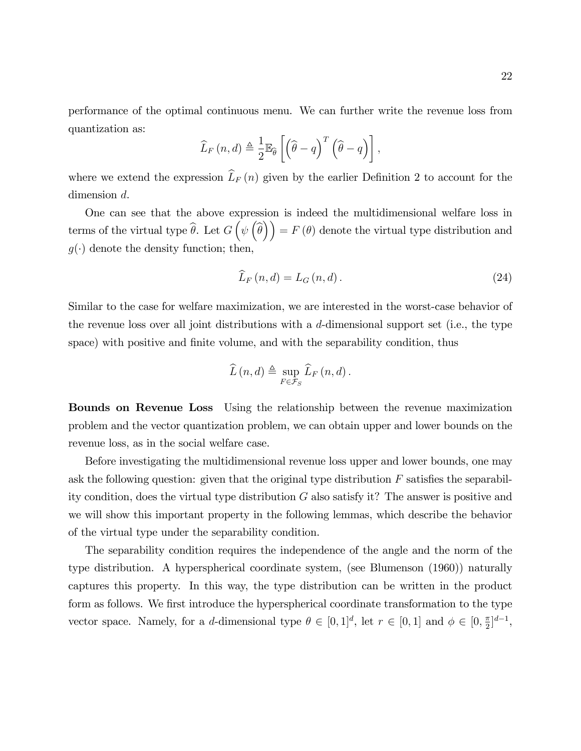performance of the optimal continuous menu. We can further write the revenue loss from quantization as:

$$\widehat{L}_F(n,d) \triangleq \frac{1}{2}\mathbb{E}_{\widehat{\theta}}\left[\left(\widehat{\theta}-q\right)^T\left(\widehat{\theta}-q\right)\right],$$

where we extend the expression $\widehat{L}_F(n)$ given by the earlier Definition 2 to account for the dimension $d$.

One can see that the above expression is indeed the multidimensional welfare loss in terms of the virtual type $\widehat{\theta}$. Let $G\left(\psi\left(\widehat{\theta}\right)\right) = F(\theta)$ denote the virtual type distribution and $g(\cdot)$ denote the density function; then,

$$\widehat{L}_F(n,d) = L_G(n,d). \tag{24}$$

Similar to the case for welfare maximization, we are interested in the worst-case behavior of the revenue loss over all joint distributions with a $d$-dimensional support set (i.e., the type space) with positive and finite volume, and with the separability condition, thus

$$\widehat{L}(n,d) \triangleq \sup_{F\in\mathcal{F}_S} \widehat{L}_F(n,d).$$

**Bounds on Revenue Loss** Using the relationship between the revenue maximization problem and the vector quantization problem, we can obtain upper and lower bounds on the revenue loss, as in the social welfare case.

Before investigating the multidimensional revenue loss upper and lower bounds, one may ask the following question: given that the original type distribution $F$ satisfies the separability condition, does the virtual type distribution $G$ also satisfy it? The answer is positive and we will show this important property in the following lemmas, which describe the behavior of the virtual type under the separability condition.

The separability condition requires the independence of the angle and the norm of the type distribution. A hyperspherical coordinate system, (see Blumenson (1960)) naturally captures this property. In this way, the type distribution can be written in the product form as follows. We first introduce the hyperspherical coordinate transformation to the type vector space. Namely, for a $d$-dimensional type $\theta \in [0,1]^d$, let $r \in [0,1]$ and $\phi \in [0, \frac{\pi}{2}]^{d-1}$,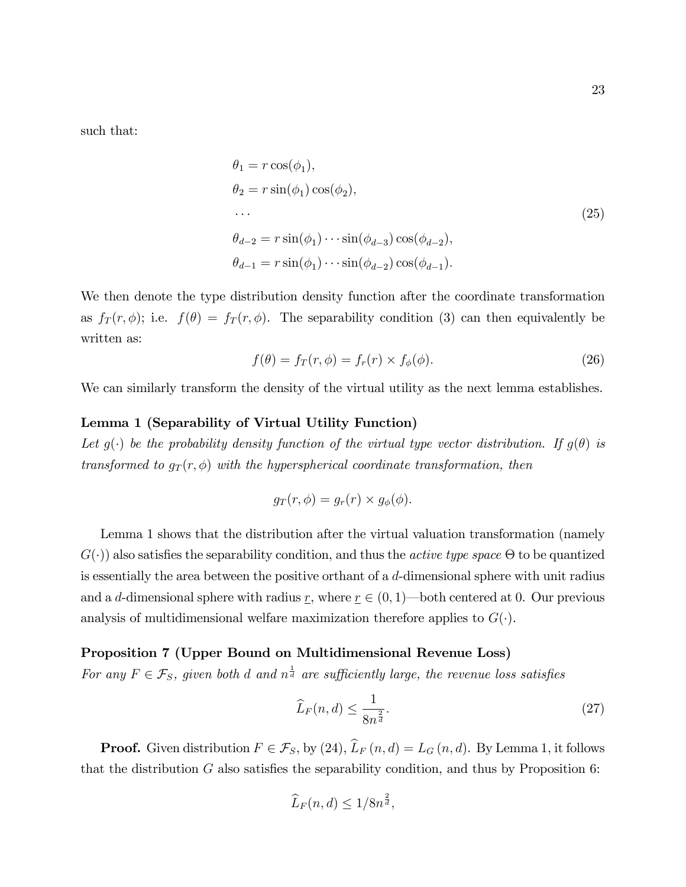such that:

$$
\begin{aligned}
\theta_1 &= r\cos(\phi_1), \\
\theta_2 &= r\sin(\phi_1)\cos(\phi_2), \\
&\cdots \\
\theta_{d-2} &= r\sin(\phi_1)\cdots\sin(\phi_{d-3})\cos(\phi_{d-2}), \\
\theta_{d-1} &= r\sin(\phi_1)\cdots\sin(\phi_{d-2})\cos(\phi_{d-1}).
\end{aligned}
\tag{25}
$$

We then denote the type distribution density function after the coordinate transformation as $f_T(r,\phi)$; i.e. $f(\theta) = f_T(r,\phi)$. The separability condition (3) can then equivalently be written as:

$$
f(\theta) = f_T(r,\phi) = f_r(r) \times f_\phi(\phi). \tag{26}
$$

We can similarly transform the density of the virtual utility as the next lemma establishes.

**Lemma 1 (Separability of Virtual Utility Function)**
*Let $g(\cdot)$ be the probability density function of the virtual type vector distribution. If $g(\theta)$ is transformed to $g_T(r,\phi)$ with the hyperspherical coordinate transformation, then*

$$
g_T(r,\phi) = g_r(r) \times g_\phi(\phi).
$$

Lemma 1 shows that the distribution after the virtual valuation transformation (namely $G(\cdot)$) also satisfies the separability condition, and thus the *active type space* $\Theta$ to be quantized is essentially the area between the positive orthant of a $d$-dimensional sphere with unit radius and a $d$-dimensional sphere with radius $\underline{r}$, where $\underline{r} \in (0,1)$—both centered at 0. Our previous analysis of multidimensional welfare maximization therefore applies to $G(\cdot)$.

**Proposition 7 (Upper Bound on Multidimensional Revenue Loss)**
*For any $F \in \mathcal{F}_S$, given both $d$ and $n^{\frac{1}{d}}$ are sufficiently large, the revenue loss satisfies*

$$
\widehat{L}_F(n,d) \leq \frac{1}{8n^{\frac{2}{d}}}. \tag{27}
$$

**Proof.** Given distribution $F \in \mathcal{F}_S$, by (24), $\widehat{L}_F(n,d) = L_G(n,d)$. By Lemma 1, it follows that the distribution $G$ also satisfies the separability condition, and thus by Proposition 6:

$$
\widehat{L}_F(n,d) \leq 1/8n^{\frac{2}{d}},
$$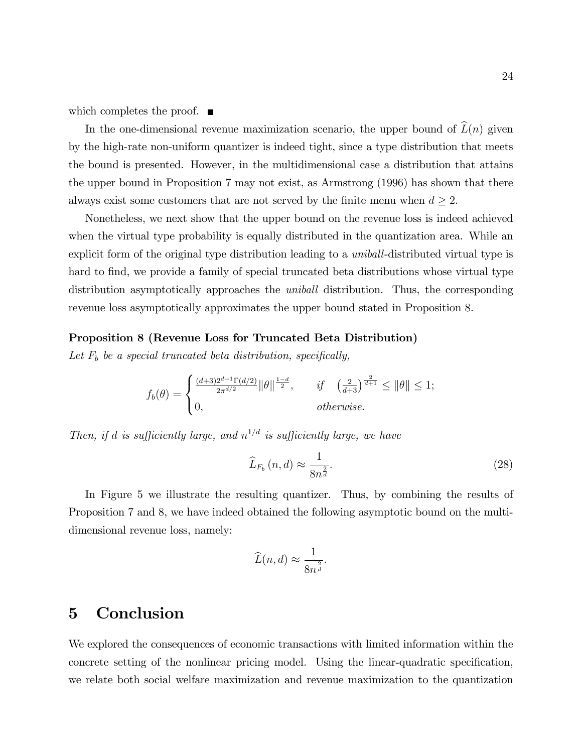which completes the proof. ■

In the one-dimensional revenue maximization scenario, the upper bound of $\widehat{L}(n)$ given by the high-rate non-uniform quantizer is indeed tight, since a type distribution that meets the bound is presented. However, in the multidimensional case a distribution that attains the upper bound in Proposition 7 may not exist, as Armstrong (1996) has shown that there always exist some customers that are not served by the finite menu when $d \geq 2$.

Nonetheless, we next show that the upper bound on the revenue loss is indeed achieved when the virtual type probability is equally distributed in the quantization area. While an explicit form of the original type distribution leading to a *uniball*-distributed virtual type is hard to find, we provide a family of special truncated beta distributions whose virtual type distribution asymptotically approaches the *uniball* distribution. Thus, the corresponding revenue loss asymptotically approximates the upper bound stated in Proposition 8.

**Proposition 8 (Revenue Loss for Truncated Beta Distribution)**
*Let $F_b$ be a special truncated beta distribution, specifically,*

$$f_b(\theta) = \begin{cases} \frac{(d+3)2^{d-1}\Gamma(d/2)}{2\pi^{d/2}} \|\theta\|^{\frac{1-d}{2}}, & if \quad \left(\frac{2}{d+3}\right)^{\frac{2}{d+1}} \leq \|\theta\| \leq 1; \\ 0, & otherwise. \end{cases}$$

*Then, if $d$ is sufficiently large, and $n^{1/d}$ is sufficiently large, we have*

$$\widehat{L}_{F_b}(n, d) \approx \frac{1}{8n^{\frac{2}{d}}}. \tag{28}$$

In Figure 5 we illustrate the resulting quantizer. Thus, by combining the results of Proposition 7 and 8, we have indeed obtained the following asymptotic bound on the multidimensional revenue loss, namely:

$$\widehat{L}(n, d) \approx \frac{1}{8n^{\frac{2}{d}}}.$$

# 5 Conclusion

We explored the consequences of economic transactions with limited information within the concrete setting of the nonlinear pricing model. Using the linear-quadratic specification, we relate both social welfare maximization and revenue maximization to the quantization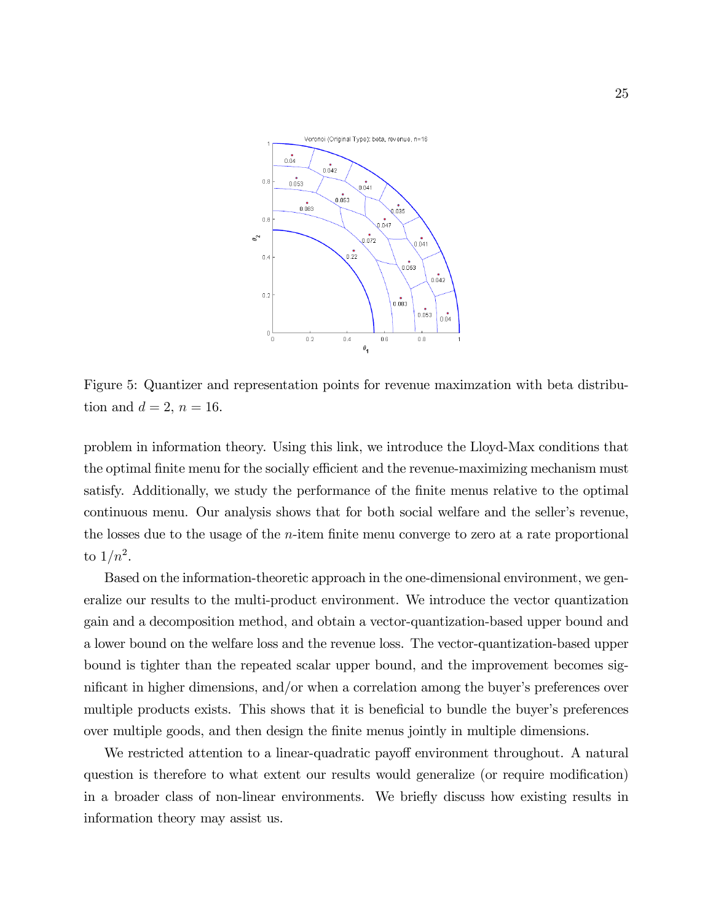Figure 5: Quantizer and representation points for revenue maximzation with beta distribution and $d = 2$, $n = 16$.

problem in information theory. Using this link, we introduce the Lloyd-Max conditions that the optimal finite menu for the socially efficient and the revenue-maximizing mechanism must satisfy. Additionally, we study the performance of the finite menus relative to the optimal continuous menu. Our analysis shows that for both social welfare and the seller's revenue, the losses due to the usage of the $n$-item finite menu converge to zero at a rate proportional to $1/n^2$.

Based on the information-theoretic approach in the one-dimensional environment, we generalize our results to the multi-product environment. We introduce the vector quantization gain and a decomposition method, and obtain a vector-quantization-based upper bound and a lower bound on the welfare loss and the revenue loss. The vector-quantization-based upper bound is tighter than the repeated scalar upper bound, and the improvement becomes significant in higher dimensions, and/or when a correlation among the buyer's preferences over multiple products exists. This shows that it is beneficial to bundle the buyer's preferences over multiple goods, and then design the finite menus jointly in multiple dimensions.

We restricted attention to a linear-quadratic payoff environment throughout. A natural question is therefore to what extent our results would generalize (or require modification) in a broader class of non-linear environments. We briefly discuss how existing results in information theory may assist us.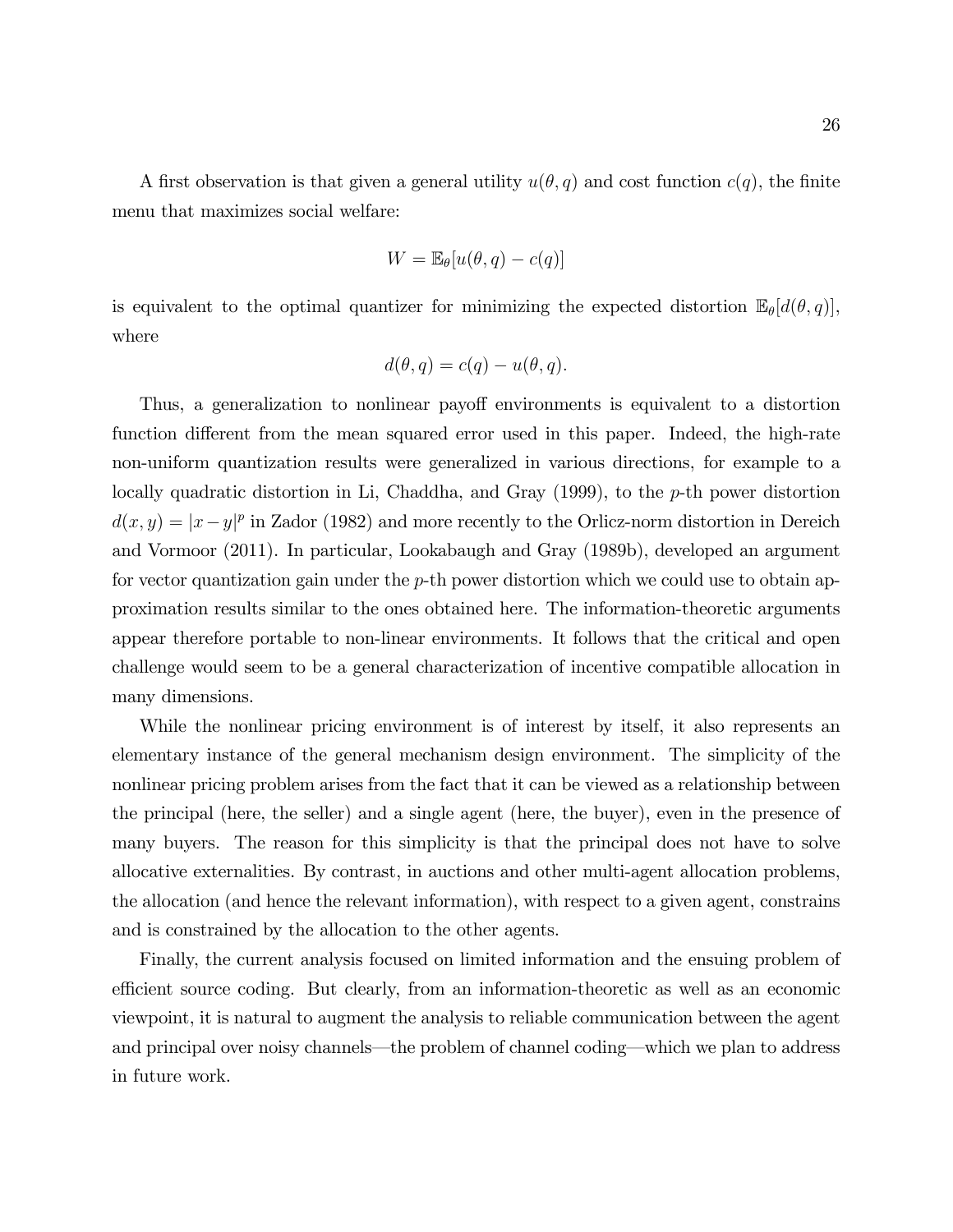A first observation is that given a general utility $u(\theta, q)$ and cost function $c(q)$, the finite menu that maximizes social welfare:

$$W = \mathbb{E}_{\theta}[u(\theta, q) - c(q)]$$

is equivalent to the optimal quantizer for minimizing the expected distortion $\mathbb{E}_{\theta}[d(\theta, q)]$, where

$$d(\theta, q) = c(q) - u(\theta, q).$$

Thus, a generalization to nonlinear payoff environments is equivalent to a distortion function different from the mean squared error used in this paper. Indeed, the high-rate non-uniform quantization results were generalized in various directions, for example to a locally quadratic distortion in Li, Chaddha, and Gray (1999), to the $p$-th power distortion $d(x, y) = |x - y|^p$ in Zador (1982) and more recently to the Orlicz-norm distortion in Dereich and Vormoor (2011). In particular, Lookabaugh and Gray (1989b), developed an argument for vector quantization gain under the $p$-th power distortion which we could use to obtain approximation results similar to the ones obtained here. The information-theoretic arguments appear therefore portable to non-linear environments. It follows that the critical and open challenge would seem to be a general characterization of incentive compatible allocation in many dimensions.

While the nonlinear pricing environment is of interest by itself, it also represents an elementary instance of the general mechanism design environment. The simplicity of the nonlinear pricing problem arises from the fact that it can be viewed as a relationship between the principal (here, the seller) and a single agent (here, the buyer), even in the presence of many buyers. The reason for this simplicity is that the principal does not have to solve allocative externalities. By contrast, in auctions and other multi-agent allocation problems, the allocation (and hence the relevant information), with respect to a given agent, constrains and is constrained by the allocation to the other agents.

Finally, the current analysis focused on limited information and the ensuing problem of efficient source coding. But clearly, from an information-theoretic as well as an economic viewpoint, it is natural to augment the analysis to reliable communication between the agent and principal over noisy channels—the problem of channel coding—which we plan to address in future work.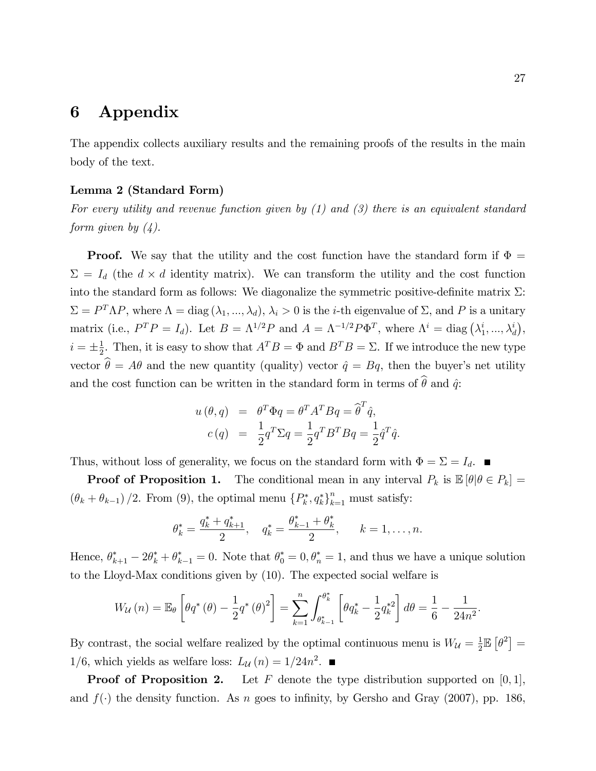# 6 Appendix

The appendix collects auxiliary results and the remaining proofs of the results in the main body of the text.

**Lemma 2 (Standard Form)**

*For every utility and revenue function given by (1) and (3) there is an equivalent standard form given by (4).*

**Proof.** We say that the utility and the cost function have the standard form if $\Phi = \Sigma = I_d$ (the $d \times d$ identity matrix). We can transform the utility and the cost function into the standard form as follows: We diagonalize the symmetric positive-definite matrix $\Sigma$: $\Sigma = P^T \Lambda P$, where $\Lambda = \text{diag}(\lambda_1, ..., \lambda_d)$, $\lambda_i > 0$ is the $i$-th eigenvalue of $\Sigma$, and $P$ is a unitary matrix (i.e., $P^T P = I_d$). Let $B = \Lambda^{1/2} P$ and $A = \Lambda^{-1/2} P \Phi^T$, where $\Lambda^i = \text{diag}(\lambda_1^i, ..., \lambda_d^i)$, $i = \pm\frac{1}{2}$. Then, it is easy to show that $A^T B = \Phi$ and $B^T B = \Sigma$. If we introduce the new type vector $\widehat{\theta} = A\theta$ and the new quantity (quality) vector $\hat{q} = Bq$, then the buyer's net utility and the cost function can be written in the standard form in terms of $\widehat{\theta}$ and $\hat{q}$:

$$\begin{aligned} u(\theta, q) &= \theta^T \Phi q = \theta^T A^T B q = \widehat{\theta}^T \hat{q}, \\ c(q) &= \frac{1}{2} q^T \Sigma q = \frac{1}{2} q^T B^T B q = \frac{1}{2} \hat{q}^T \hat{q}. \end{aligned}$$

Thus, without loss of generality, we focus on the standard form with $\Phi = \Sigma = I_d$. ■

**Proof of Proposition 1.** The conditional mean in any interval $P_k$ is $\mathbb{E}[\theta | \theta \in P_k] = (\theta_k + \theta_{k-1})/2$. From (9), the optimal menu $\{P_k^*, q_k^*\}_{k=1}^n$ must satisfy:

$$\theta_k^* = \frac{q_k^* + q_{k+1}^*}{2}, \quad q_k^* = \frac{\theta_{k-1}^* + \theta_k^*}{2}, \qquad k = 1, \ldots, n.$$

Hence, $\theta_{k+1}^* - 2\theta_k^* + \theta_{k-1}^* = 0$. Note that $\theta_0^* = 0, \theta_n^* = 1$, and thus we have a unique solution to the Lloyd-Max conditions given by (10). The expected social welfare is

$$W_{\mathcal{U}}(n) = \mathbb{E}_\theta \left[ \theta q^*(\theta) - \frac{1}{2} q^*(\theta)^2 \right] = \sum_{k=1}^n \int_{\theta_{k-1}^*}^{\theta_k^*} \left[ \theta q_k^* - \frac{1}{2} q_k^{*2} \right] d\theta = \frac{1}{6} - \frac{1}{24n^2}.$$

By contrast, the social welfare realized by the optimal continuous menu is $W_{\mathcal{U}} = \frac{1}{2}\mathbb{E}[\theta^2] = 1/6$, which yields as welfare loss: $L_{\mathcal{U}}(n) = 1/24n^2$. ■

**Proof of Proposition 2.** Let $F$ denote the type distribution supported on $[0, 1]$, and $f(\cdot)$ the density function. As $n$ goes to infinity, by Gersho and Gray (2007), pp. 186,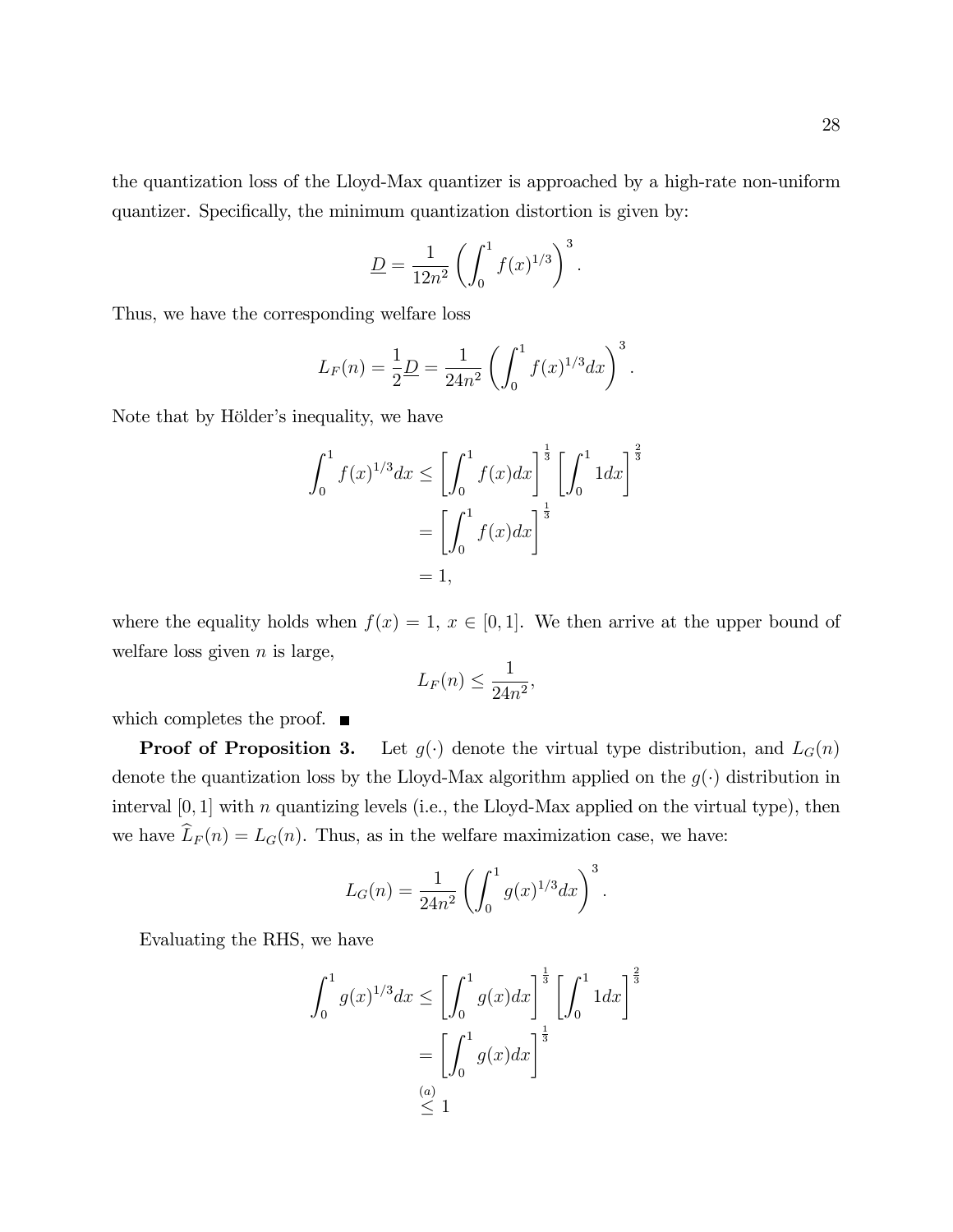the quantization loss of the Lloyd-Max quantizer is approached by a high-rate non-uniform quantizer. Specifically, the minimum quantization distortion is given by:

$$\underline{D} = \frac{1}{12n^2}\left(\int_0^1 f(x)^{1/3}\right)^3.$$

Thus, we have the corresponding welfare loss

$$L_F(n) = \frac{1}{2}\underline{D} = \frac{1}{24n^2}\left(\int_0^1 f(x)^{1/3}dx\right)^3.$$

Note that by Hölder's inequality, we have

$$\begin{aligned}
\int_0^1 f(x)^{1/3}dx &\le \left[\int_0^1 f(x)dx\right]^{\frac{1}{3}}\left[\int_0^1 1dx\right]^{\frac{2}{3}} \\
&= \left[\int_0^1 f(x)dx\right]^{\frac{1}{3}} \\
&= 1,
\end{aligned}$$

where the equality holds when $f(x) = 1$, $x \in [0,1]$. We then arrive at the upper bound of welfare loss given $n$ is large,

$$L_F(n) \le \frac{1}{24n^2},$$

which completes the proof. ■

**Proof of Proposition 3.** Let $g(\cdot)$ denote the virtual type distribution, and $L_G(n)$ denote the quantization loss by the Lloyd-Max algorithm applied on the $g(\cdot)$ distribution in interval $[0,1]$ with $n$ quantizing levels (i.e., the Lloyd-Max applied on the virtual type), then we have $\widehat{L}_F(n) = L_G(n)$. Thus, as in the welfare maximization case, we have:

$$L_G(n) = \frac{1}{24n^2}\left(\int_0^1 g(x)^{1/3}dx\right)^3.$$

Evaluating the RHS, we have

$$\begin{aligned}
\int_0^1 g(x)^{1/3}dx &\le \left[\int_0^1 g(x)dx\right]^{\frac{1}{3}}\left[\int_0^1 1dx\right]^{\frac{2}{3}} \\
&= \left[\int_0^1 g(x)dx\right]^{\frac{1}{3}} \\
&\overset{(a)}{\le} 1
\end{aligned}$$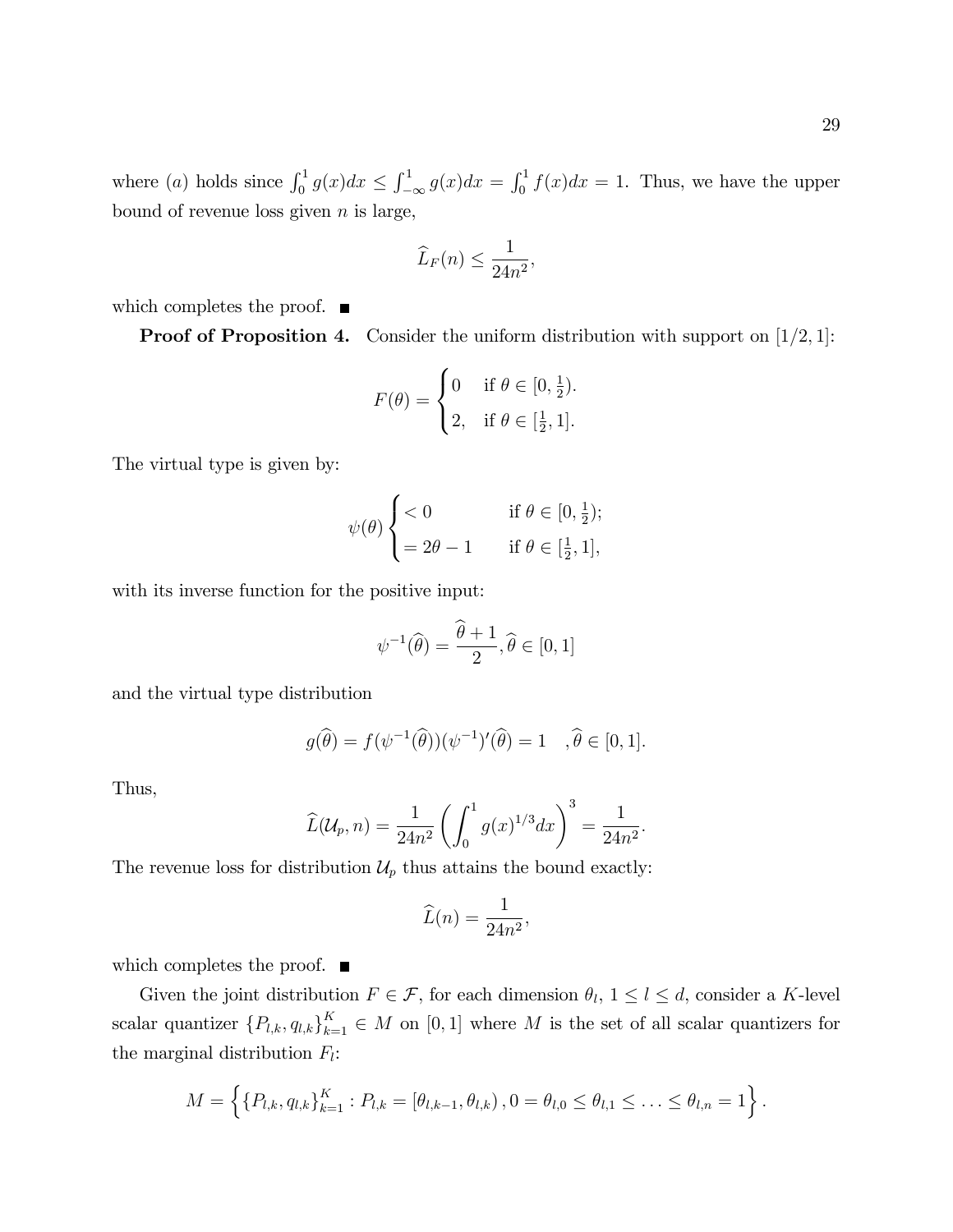where $(a)$ holds since $\int_0^1 g(x)dx \leq \int_{-\infty}^1 g(x)dx = \int_0^1 f(x)dx = 1$. Thus, we have the upper bound of revenue loss given $n$ is large,

$$\widehat{L}_F(n) \leq \frac{1}{24n^2},$$

which completes the proof. ■

**Proof of Proposition 4.** Consider the uniform distribution with support on $[1/2, 1]$:

$$F(\theta) = \begin{cases} 0 & \text{if } \theta \in [0, \frac{1}{2}). \\ 2, & \text{if } \theta \in [\frac{1}{2}, 1]. \end{cases}$$

The virtual type is given by:

$$\psi(\theta) \begin{cases} < 0 & \text{if } \theta \in [0, \frac{1}{2}); \\ = 2\theta - 1 & \text{if } \theta \in [\frac{1}{2}, 1], \end{cases}$$

with its inverse function for the positive input:

$$\psi^{-1}(\widehat{\theta}) = \frac{\widehat{\theta} + 1}{2}, \widehat{\theta} \in [0, 1]$$

and the virtual type distribution

$$g(\widehat{\theta}) = f(\psi^{-1}(\widehat{\theta}))(\psi^{-1})'(\widehat{\theta}) = 1 \quad , \widehat{\theta} \in [0, 1].$$

Thus,

$$\widehat{L}(\mathcal{U}_p, n) = \frac{1}{24n^2} \left( \int_0^1 g(x)^{1/3} dx \right)^3 = \frac{1}{24n^2}.$$

The revenue loss for distribution $\mathcal{U}_p$ thus attains the bound exactly:

$$\widehat{L}(n) = \frac{1}{24n^2},$$

which completes the proof. ■

Given the joint distribution $F \in \mathcal{F}$, for each dimension $\theta_l$, $1 \leq l \leq d$, consider a $K$-level scalar quantizer $\{P_{l,k}, q_{l,k}\}_{k=1}^K \in M$ on $[0, 1]$ where $M$ is the set of all scalar quantizers for the marginal distribution $F_l$:

$$M = \left\{ \{P_{l,k}, q_{l,k}\}_{k=1}^K : P_{l,k} = [\theta_{l,k-1}, \theta_{l,k}), 0 = \theta_{l,0} \leq \theta_{l,1} \leq \ldots \leq \theta_{l,n} = 1 \right\}.$$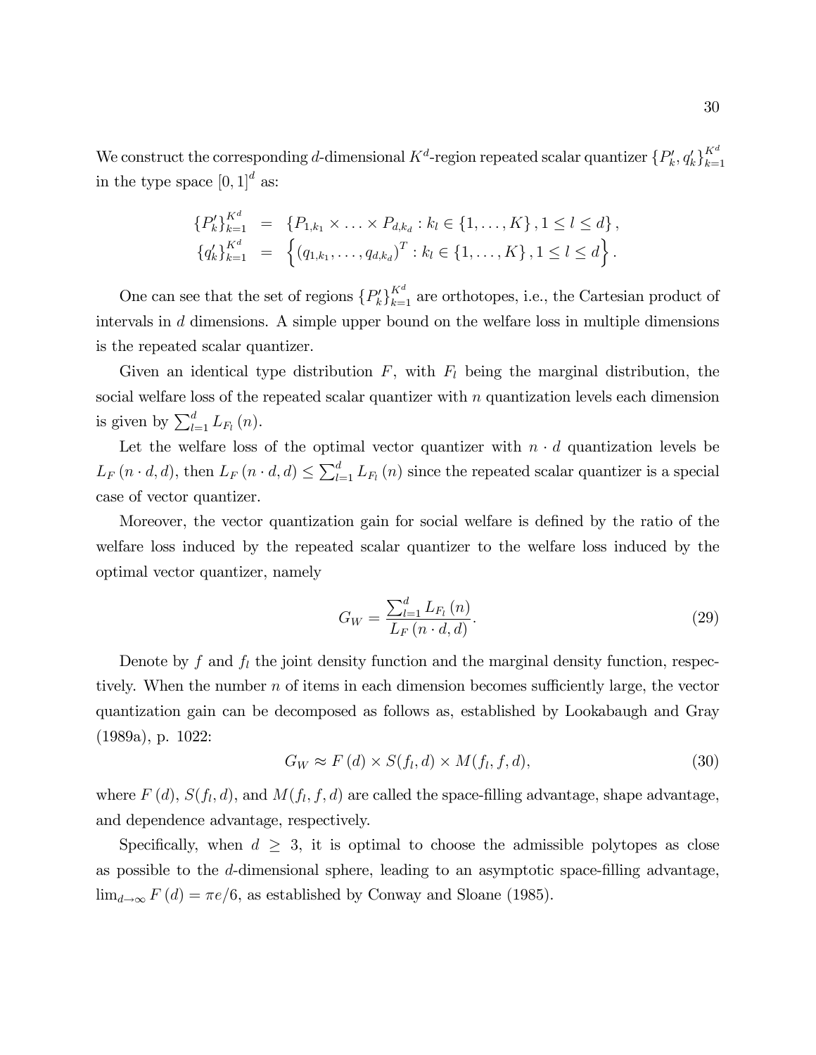We construct the corresponding $d$-dimensional $K^d$-region repeated scalar quantizer $\{P'_k, q'_k\}_{k=1}^{K^d}$ in the type space $[0,1]^d$ as:

$$
\begin{aligned}
\{P'_k\}_{k=1}^{K^d} &= \{P_{1,k_1} \times \ldots \times P_{d,k_d} : k_l \in \{1,\ldots,K\}, 1 \leq l \leq d\}, \\
\{q'_k\}_{k=1}^{K^d} &= \left\{(q_{1,k_1},\ldots,q_{d,k_d})^T : k_l \in \{1,\ldots,K\}, 1 \leq l \leq d\right\}.
\end{aligned}
$$

One can see that the set of regions $\{P'_k\}_{k=1}^{K^d}$ are orthotopes, i.e., the Cartesian product of intervals in $d$ dimensions. A simple upper bound on the welfare loss in multiple dimensions is the repeated scalar quantizer.

Given an identical type distribution $F$, with $F_l$ being the marginal distribution, the social welfare loss of the repeated scalar quantizer with $n$ quantization levels each dimension is given by $\sum_{l=1}^{d} L_{F_l}(n)$.

Let the welfare loss of the optimal vector quantizer with $n \cdot d$ quantization levels be $L_F(n \cdot d, d)$, then $L_F(n \cdot d, d) \leq \sum_{l=1}^{d} L_{F_l}(n)$ since the repeated scalar quantizer is a special case of vector quantizer.

Moreover, the vector quantization gain for social welfare is defined by the ratio of the welfare loss induced by the repeated scalar quantizer to the welfare loss induced by the optimal vector quantizer, namely

$$
G_W = \frac{\sum_{l=1}^{d} L_{F_l}(n)}{L_F(n \cdot d, d)}. \tag{29}
$$

Denote by $f$ and $f_l$ the joint density function and the marginal density function, respectively. When the number $n$ of items in each dimension becomes sufficiently large, the vector quantization gain can be decomposed as follows as, established by Lookabaugh and Gray (1989a), p. 1022:

$$
G_W \approx F(d) \times S(f_l, d) \times M(f_l, f, d), \tag{30}
$$

where $F(d)$, $S(f_l, d)$, and $M(f_l, f, d)$ are called the space-filling advantage, shape advantage, and dependence advantage, respectively.

Specifically, when $d \geq 3$, it is optimal to choose the admissible polytopes as close as possible to the $d$-dimensional sphere, leading to an asymptotic space-filling advantage, $\lim_{d\to\infty} F(d) = \pi e/6$, as established by Conway and Sloane (1985).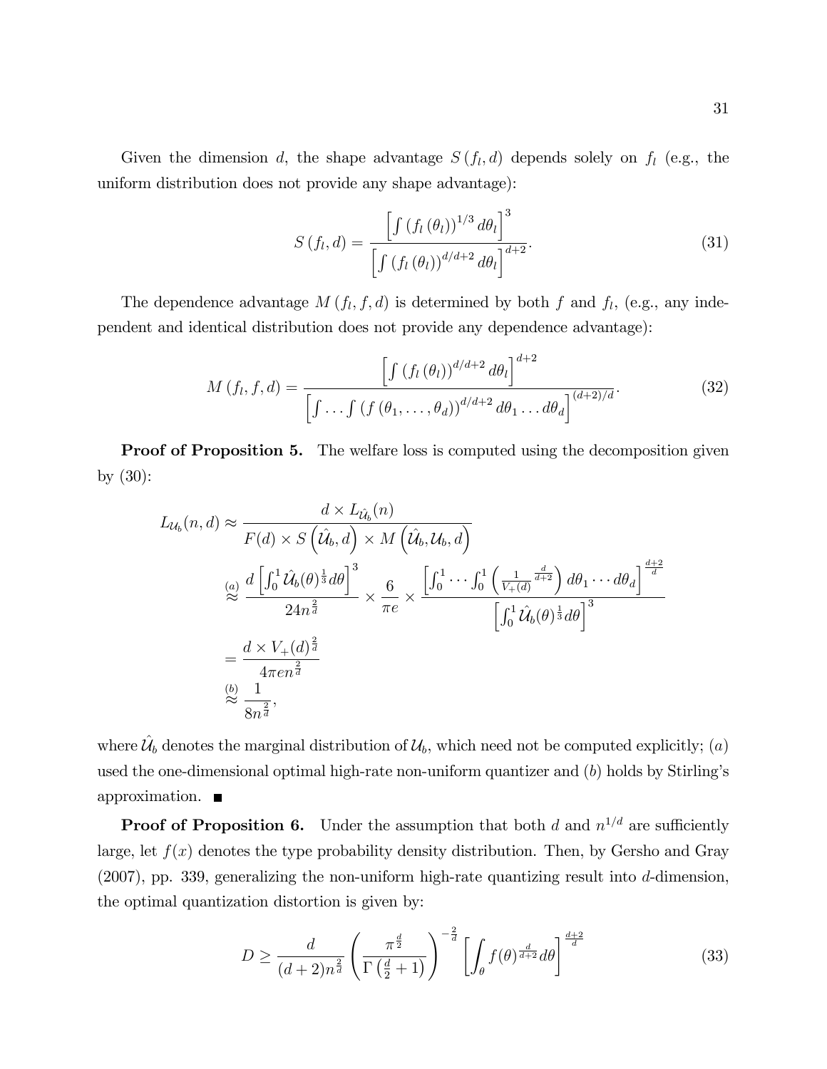Given the dimension $d$, the shape advantage $S(f_l, d)$ depends solely on $f_l$ (e.g., the uniform distribution does not provide any shape advantage):

$$S(f_l, d) = \frac{\left[\int (f_l(\theta_l))^{1/3} d\theta_l\right]^3}{\left[\int (f_l(\theta_l))^{d/d+2} d\theta_l\right]^{d+2}}. \tag{31}$$

The dependence advantage $M(f_l, f, d)$ is determined by both $f$ and $f_l$, (e.g., any independent and identical distribution does not provide any dependence advantage):

$$M(f_l, f, d) = \frac{\left[\int (f_l(\theta_l))^{d/d+2} d\theta_l\right]^{d+2}}{\left[\int \ldots \int (f(\theta_1, \ldots, \theta_d))^{d/d+2} d\theta_1 \ldots d\theta_d\right]^{(d+2)/d}}. \tag{32}$$

**Proof of Proposition 5.** The welfare loss is computed using the decomposition given by (30):

$$\begin{aligned}
L_{\mathcal{U}_b}(n, d) &\approx \frac{d \times L_{\hat{\mathcal{U}}_b}(n)}{F(d) \times S\left(\hat{\mathcal{U}}_b, d\right) \times M\left(\hat{\mathcal{U}}_b, \mathcal{U}_b, d\right)} \\
&\overset{(a)}{\approx} \frac{d\left[\int_0^1 \hat{\mathcal{U}}_b(\theta)^{\frac{1}{3}} d\theta\right]^3}{24 n^{\frac{2}{d}}} \times \frac{6}{\pi e} \times \frac{\left[\int_0^1 \cdots \int_0^1 \left(\frac{1}{V_+(d)}^{\frac{d}{d+2}}\right) d\theta_1 \cdots d\theta_d\right]^{\frac{d+2}{d}}}{\left[\int_0^1 \hat{\mathcal{U}}_b(\theta)^{\frac{1}{3}} d\theta\right]^3} \\
&= \frac{d \times V_+(d)^{\frac{2}{d}}}{4\pi e n^{\frac{2}{d}}} \\
&\overset{(b)}{\approx} \frac{1}{8 n^{\frac{2}{d}}},
\end{aligned}$$

where $\hat{\mathcal{U}}_b$ denotes the marginal distribution of $\mathcal{U}_b$, which need not be computed explicitly; $(a)$ used the one-dimensional optimal high-rate non-uniform quantizer and $(b)$ holds by Stirling's approximation. ■

**Proof of Proposition 6.** Under the assumption that both $d$ and $n^{1/d}$ are sufficiently large, let $f(x)$ denotes the type probability density distribution. Then, by Gersho and Gray (2007), pp. 339, generalizing the non-uniform high-rate quantizing result into $d$-dimension, the optimal quantization distortion is given by:

$$D \geq \frac{d}{(d+2) n^{\frac{2}{d}}} \left(\frac{\pi^{\frac{d}{2}}}{\Gamma\left(\frac{d}{2}+1\right)}\right)^{-\frac{2}{d}} \left[\int_\theta f(\theta)^{\frac{d}{d+2}} d\theta\right]^{\frac{d+2}{d}} \tag{33}$$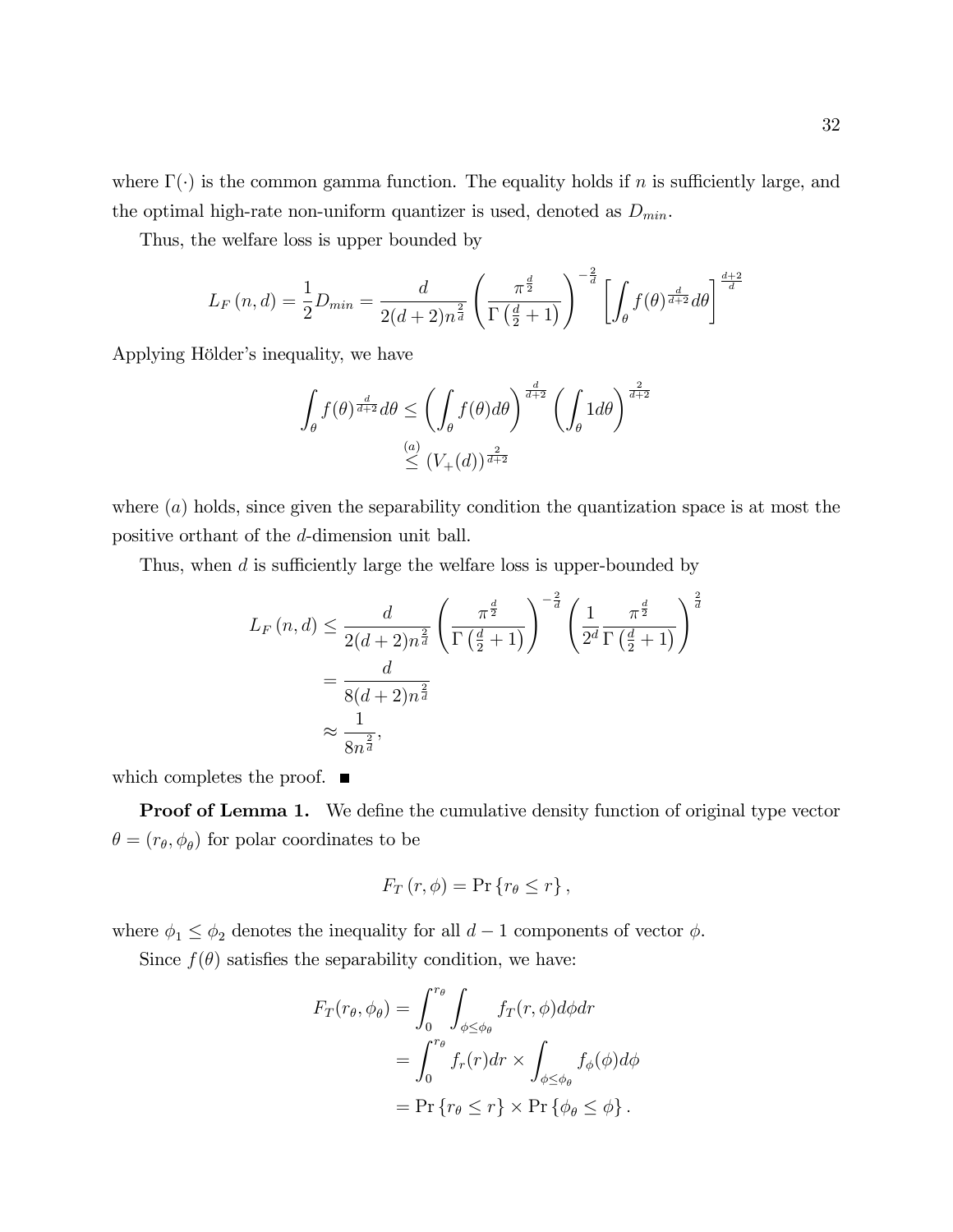where $\Gamma(\cdot)$ is the common gamma function. The equality holds if $n$ is sufficiently large, and the optimal high-rate non-uniform quantizer is used, denoted as $D_{min}$.

Thus, the welfare loss is upper bounded by

$$L_F(n,d) = \frac{1}{2}D_{min} = \frac{d}{2(d+2)n^{\frac{2}{d}}}\left(\frac{\pi^{\frac{d}{2}}}{\Gamma\left(\frac{d}{2}+1\right)}\right)^{-\frac{2}{d}}\left[\int_\theta f(\theta)^{\frac{d}{d+2}}d\theta\right]^{\frac{d+2}{d}}$$

Applying Hölder's inequality, we have

$$\int_\theta f(\theta)^{\frac{d}{d+2}}d\theta \leq \left(\int_\theta f(\theta)d\theta\right)^{\frac{d}{d+2}}\left(\int_\theta 1 d\theta\right)^{\frac{2}{d+2}} \stackrel{(a)}{\leq} (V_+(d))^{\frac{2}{d+2}}$$

where $(a)$ holds, since given the separability condition the quantization space is at most the positive orthant of the $d$-dimension unit ball.

Thus, when $d$ is sufficiently large the welfare loss is upper-bounded by

$$\begin{aligned} L_F(n,d) &\leq \frac{d}{2(d+2)n^{\frac{2}{d}}}\left(\frac{\pi^{\frac{d}{2}}}{\Gamma\left(\frac{d}{2}+1\right)}\right)^{-\frac{2}{d}}\left(\frac{1}{2^d}\frac{\pi^{\frac{d}{2}}}{\Gamma\left(\frac{d}{2}+1\right)}\right)^{\frac{2}{d}} \\ &= \frac{d}{8(d+2)n^{\frac{2}{d}}} \\ &\approx \frac{1}{8n^{\frac{2}{d}}}, \end{aligned}$$

which completes the proof. ■

**Proof of Lemma 1.** We define the cumulative density function of original type vector $\theta = (r_\theta, \phi_\theta)$ for polar coordinates to be

$$F_T(r,\phi) = \Pr\{r_\theta \leq r\},$$

where $\phi_1 \leq \phi_2$ denotes the inequality for all $d-1$ components of vector $\phi$.

Since $f(\theta)$ satisfies the separability condition, we have:

$$\begin{aligned} F_T(r_\theta, \phi_\theta) &= \int_0^{r_\theta}\int_{\phi\leq\phi_\theta} f_T(r,\phi)d\phi dr \\ &= \int_0^{r_\theta} f_r(r)dr \times \int_{\phi\leq\phi_\theta} f_\phi(\phi)d\phi \\ &= \Pr\{r_\theta \leq r\} \times \Pr\{\phi_\theta \leq \phi\}. \end{aligned}$$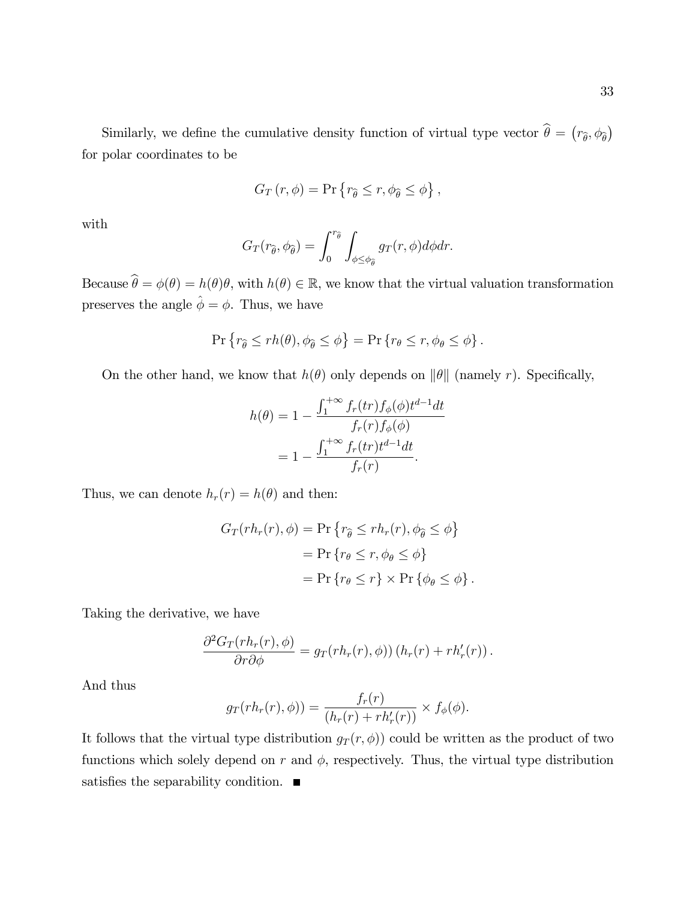Similarly, we define the cumulative density function of virtual type vector $\widehat{\theta} = \left(r_{\widehat{\theta}}, \phi_{\widehat{\theta}}\right)$ for polar coordinates to be

$$G_T\left(r, \phi\right) = \Pr\left\{r_{\widehat{\theta}} \leq r, \phi_{\widehat{\theta}} \leq \phi\right\},$$

with

$$G_T(r_{\widehat{\theta}}, \phi_{\widehat{\theta}}) = \int_0^{r_{\widehat{\theta}}} \int_{\phi \leq \phi_{\widehat{\theta}}} g_T(r, \phi) d\phi dr.$$

Because $\widehat{\theta} = \phi(\theta) = h(\theta)\theta$, with $h(\theta) \in \mathbb{R}$, we know that the virtual valuation transformation preserves the angle $\hat{\phi} = \phi$. Thus, we have

$$\Pr\left\{r_{\widehat{\theta}} \leq rh(\theta), \phi_{\widehat{\theta}} \leq \phi\right\} = \Pr\left\{r_\theta \leq r, \phi_\theta \leq \phi\right\}.$$

On the other hand, we know that $h(\theta)$ only depends on $\|\theta\|$ (namely $r$). Specifically,

$$\begin{aligned} h(\theta) &= 1 - \frac{\int_1^{+\infty} f_r(tr) f_\phi(\phi) t^{d-1} dt}{f_r(r) f_\phi(\phi)} \\ &= 1 - \frac{\int_1^{+\infty} f_r(tr) t^{d-1} dt}{f_r(r)}. \end{aligned}$$

Thus, we can denote $h_r(r) = h(\theta)$ and then:

$$\begin{aligned} G_T(rh_r(r), \phi) &= \Pr\left\{r_{\widehat{\theta}} \leq rh_r(r), \phi_{\widehat{\theta}} \leq \phi\right\} \\ &= \Pr\left\{r_\theta \leq r, \phi_\theta \leq \phi\right\} \\ &= \Pr\left\{r_\theta \leq r\right\} \times \Pr\left\{\phi_\theta \leq \phi\right\}. \end{aligned}$$

Taking the derivative, we have

$$\frac{\partial^2 G_T(rh_r(r), \phi)}{\partial r \partial \phi} = g_T(rh_r(r), \phi))\left(h_r(r) + rh_r'(r)\right).$$

And thus

$$g_T(rh_r(r), \phi)) = \frac{f_r(r)}{\left(h_r(r) + rh_r'(r)\right)} \times f_\phi(\phi).$$

It follows that the virtual type distribution $g_T(r, \phi))$ could be written as the product of two functions which solely depend on $r$ and $\phi$, respectively. Thus, the virtual type distribution satisfies the separability condition. ■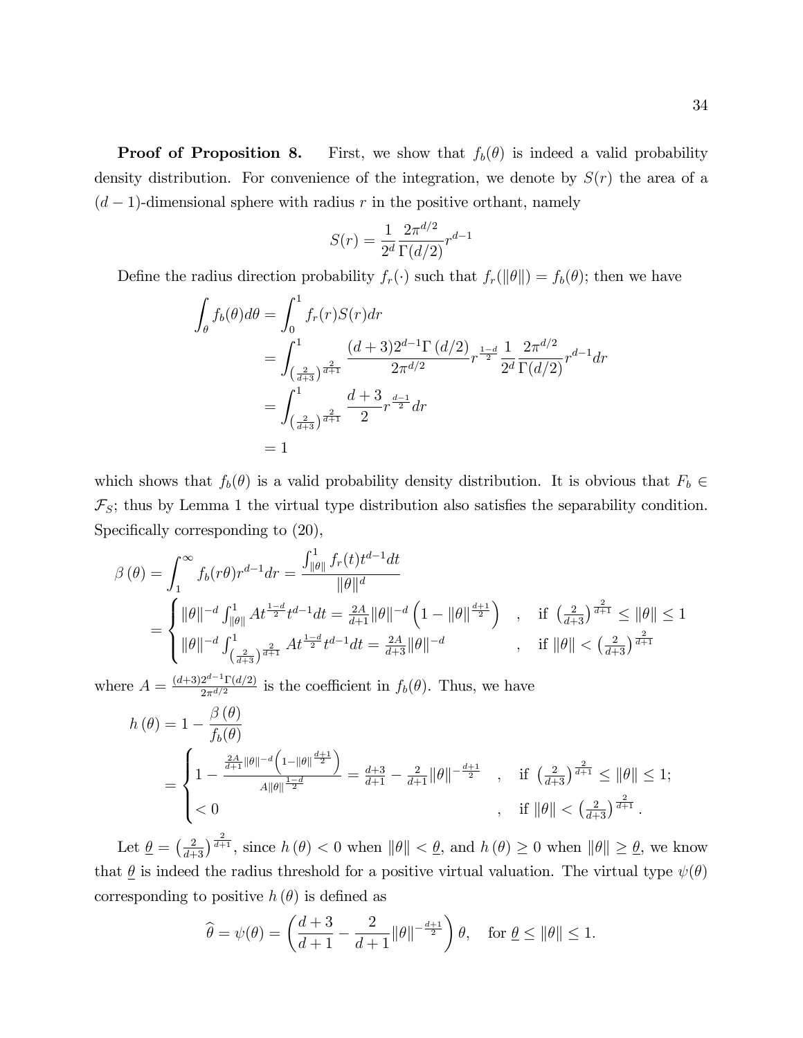**Proof of Proposition 8.** First, we show that $f_b(\theta)$ is indeed a valid probability density distribution. For convenience of the integration, we denote by $S(r)$ the area of a $(d-1)$-dimensional sphere with radius $r$ in the positive orthant, namely

$$S(r) = \frac{1}{2^d}\frac{2\pi^{d/2}}{\Gamma(d/2)}r^{d-1}$$

Define the radius direction probability $f_r(\cdot)$ such that $f_r(\|\theta\|) = f_b(\theta)$; then we have

$$\begin{aligned}
\int_\theta f_b(\theta)d\theta &= \int_0^1 f_r(r)S(r)dr \\
&= \int_{\left(\frac{2}{d+3}\right)^{\frac{2}{d+1}}}^1 \frac{(d+3)2^{d-1}\Gamma\left(d/2\right)}{2\pi^{d/2}} r^{\frac{1-d}{2}} \frac{1}{2^d}\frac{2\pi^{d/2}}{\Gamma(d/2)}r^{d-1}dr \\
&= \int_{\left(\frac{2}{d+3}\right)^{\frac{2}{d+1}}}^1 \frac{d+3}{2}r^{\frac{d-1}{2}}dr \\
&= 1
\end{aligned}$$

which shows that $f_b(\theta)$ is a valid probability density distribution. It is obvious that $F_b \in \mathcal{F}_S$; thus by Lemma 1 the virtual type distribution also satisfies the separability condition. Specifically corresponding to (20),

$$\begin{aligned}
\beta\left(\theta\right) &= \int_1^\infty f_b(r\theta)r^{d-1}dr = \frac{\int_{\|\theta\|}^1 f_r(t)t^{d-1}dt}{\|\theta\|^d} \\
&= \begin{cases} \|\theta\|^{-d}\int_{\|\theta\|}^1 At^{\frac{1-d}{2}}t^{d-1}dt = \frac{2A}{d+1}\|\theta\|^{-d}\left(1-\|\theta\|^{\frac{d+1}{2}}\right) & , \quad \text{if } \left(\frac{2}{d+3}\right)^{\frac{2}{d+1}} \leq \|\theta\| \leq 1 \\ \|\theta\|^{-d}\int_{\left(\frac{2}{d+3}\right)^{\frac{2}{d+1}}}^1 At^{\frac{1-d}{2}}t^{d-1}dt = \frac{2A}{d+3}\|\theta\|^{-d} & , \quad \text{if } \|\theta\| < \left(\frac{2}{d+3}\right)^{\frac{2}{d+1}} \end{cases}
\end{aligned}$$

where $A = \frac{(d+3)2^{d-1}\Gamma(d/2)}{2\pi^{d/2}}$ is the coefficient in $f_b(\theta)$. Thus, we have

$$\begin{aligned}
h\left(\theta\right) &= 1 - \frac{\beta\left(\theta\right)}{f_b(\theta)} \\
&= \begin{cases} 1 - \frac{\frac{2A}{d+1}\|\theta\|^{-d}\left(1-\|\theta\|^{\frac{d+1}{2}}\right)}{A\|\theta\|^{\frac{1-d}{2}}} = \frac{d+3}{d+1} - \frac{2}{d+1}\|\theta\|^{-\frac{d+1}{2}} & , \quad \text{if } \left(\frac{2}{d+3}\right)^{\frac{2}{d+1}} \leq \|\theta\| \leq 1; \\ < 0 & , \quad \text{if } \|\theta\| < \left(\frac{2}{d+3}\right)^{\frac{2}{d+1}}. \end{cases}
\end{aligned}$$

Let $\underline{\theta} = \left(\frac{2}{d+3}\right)^{\frac{2}{d+1}}$, since $h\left(\theta\right) < 0$ when $\|\theta\| < \underline{\theta}$, and $h\left(\theta\right) \geq 0$ when $\|\theta\| \geq \underline{\theta}$, we know that $\underline{\theta}$ is indeed the radius threshold for a positive virtual valuation. The virtual type $\psi(\theta)$ corresponding to positive $h\left(\theta\right)$ is defined as

$$\widehat{\theta} = \psi(\theta) = \left(\frac{d+3}{d+1} - \frac{2}{d+1}\|\theta\|^{-\frac{d+1}{2}}\right)\theta, \quad \text{for } \underline{\theta} \leq \|\theta\| \leq 1.$$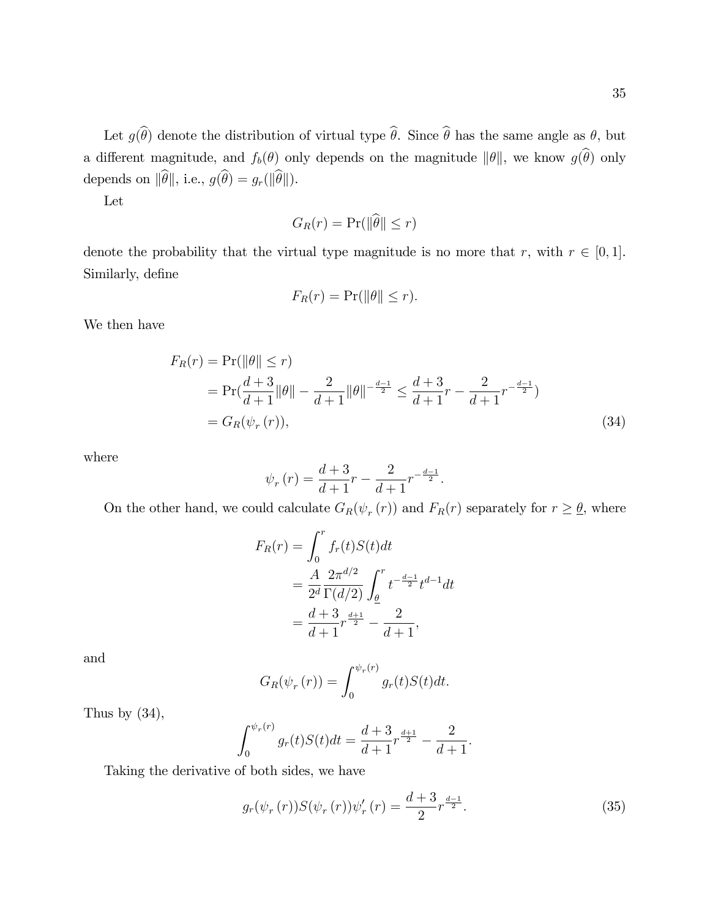Let $g(\widehat{\theta})$ denote the distribution of virtual type $\widehat{\theta}$. Since $\widehat{\theta}$ has the same angle as $\theta$, but a different magnitude, and $f_b(\theta)$ only depends on the magnitude $\|\theta\|$, we know $g(\widehat{\theta})$ only depends on $\|\widehat{\theta}\|$, i.e., $g(\widehat{\theta}) = g_r(\|\widehat{\theta}\|)$.

Let

$$G_R(r) = \Pr(\|\widehat{\theta}\| \le r)$$

denote the probability that the virtual type magnitude is no more that $r$, with $r \in [0,1]$. Similarly, define

$$F_R(r) = \Pr(\|\theta\| \le r).$$

We then have

$$\begin{aligned}
F_R(r) &= \Pr(\|\theta\| \le r) \\
&= \Pr(\frac{d+3}{d+1}\|\theta\| - \frac{2}{d+1}\|\theta\|^{-\frac{d-1}{2}} \le \frac{d+3}{d+1}r - \frac{2}{d+1}r^{-\frac{d-1}{2}}) \\
&= G_R(\psi_r(r)),
\end{aligned} \tag{34}$$

where

$$\psi_r(r) = \frac{d+3}{d+1}r - \frac{2}{d+1}r^{-\frac{d-1}{2}}.$$

On the other hand, we could calculate $G_R(\psi_r(r))$ and $F_R(r)$ separately for $r \ge \underline{\theta}$, where

$$\begin{aligned}
F_R(r) &= \int_0^r f_r(t)S(t)dt \\
&= \frac{A}{2^d}\frac{2\pi^{d/2}}{\Gamma(d/2)}\int_{\underline{\theta}}^r t^{-\frac{d-1}{2}}t^{d-1}dt \\
&= \frac{d+3}{d+1}r^{\frac{d+1}{2}} - \frac{2}{d+1},
\end{aligned}$$

and

$$G_R(\psi_r(r)) = \int_0^{\psi_r(r)} g_r(t)S(t)dt.$$

Thus by (34),

$$\int_0^{\psi_r(r)} g_r(t)S(t)dt = \frac{d+3}{d+1}r^{\frac{d+1}{2}} - \frac{2}{d+1}.$$

Taking the derivative of both sides, we have

$$g_r(\psi_r(r))S(\psi_r(r))\psi_r'(r) = \frac{d+3}{2}r^{\frac{d-1}{2}}. \tag{35}$$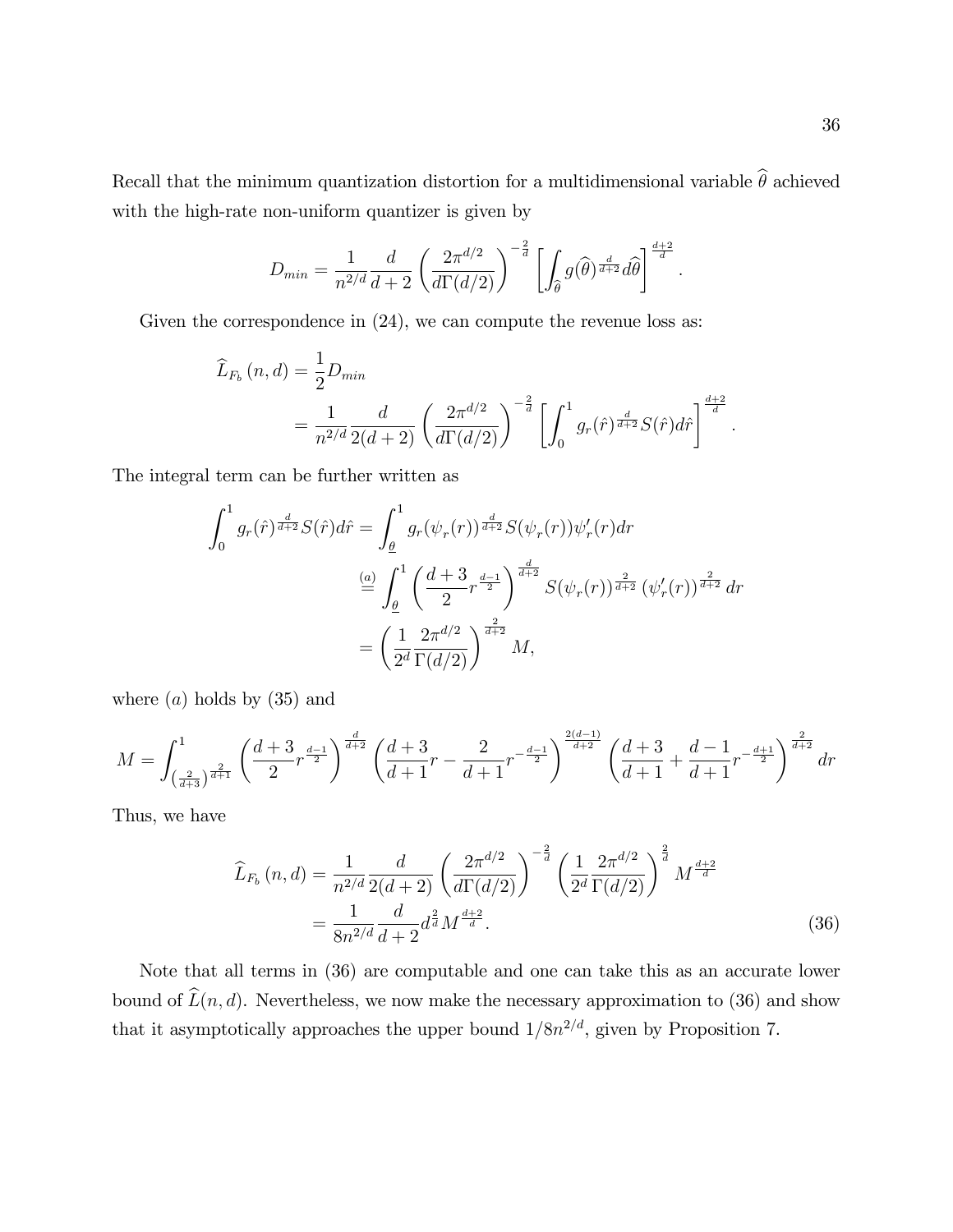Recall that the minimum quantization distortion for a multidimensional variable $\widehat{\theta}$ achieved with the high-rate non-uniform quantizer is given by

$$D_{min} = \frac{1}{n^{2/d}} \frac{d}{d+2} \left( \frac{2\pi^{d/2}}{d\Gamma(d/2)} \right)^{-\frac{2}{d}} \left[ \int_{\widehat{\theta}} g(\widehat{\theta})^{\frac{d}{d+2}} d\widehat{\theta} \right]^{\frac{d+2}{d}}.$$

Given the correspondence in (24), we can compute the revenue loss as:

$$\begin{aligned}
\widehat{L}_{F_b}(n,d) &= \frac{1}{2} D_{min} \\
&= \frac{1}{n^{2/d}} \frac{d}{2(d+2)} \left( \frac{2\pi^{d/2}}{d\Gamma(d/2)} \right)^{-\frac{2}{d}} \left[ \int_0^1 g_r(\hat{r})^{\frac{d}{d+2}} S(\hat{r}) d\hat{r} \right]^{\frac{d+2}{d}}.
\end{aligned}$$

The integral term can be further written as

$$\begin{aligned}
\int_0^1 g_r(\hat{r})^{\frac{d}{d+2}} S(\hat{r}) d\hat{r} &= \int_{\underline{\theta}}^1 g_r(\psi_r(r))^{\frac{d}{d+2}} S(\psi_r(r)) \psi_r'(r) dr \\
&\overset{(a)}{=} \int_{\underline{\theta}}^1 \left( \frac{d+3}{2} r^{\frac{d-1}{2}} \right)^{\frac{d}{d+2}} S(\psi_r(r))^{\frac{2}{d+2}} \left( \psi_r'(r) \right)^{\frac{2}{d+2}} dr \\
&= \left( \frac{1}{2^d} \frac{2\pi^{d/2}}{\Gamma(d/2)} \right)^{\frac{2}{d+2}} M,
\end{aligned}$$

where $(a)$ holds by (35) and

$$M = \int_{\left(\frac{2}{d+3}\right)^{\frac{2}{d+1}}}^1 \left( \frac{d+3}{2} r^{\frac{d-1}{2}} \right)^{\frac{d}{d+2}} \left( \frac{d+3}{d+1} r - \frac{2}{d+1} r^{-\frac{d-1}{2}} \right)^{\frac{2(d-1)}{d+2}} \left( \frac{d+3}{d+1} + \frac{d-1}{d+1} r^{-\frac{d+1}{2}} \right)^{\frac{2}{d+2}} dr$$

Thus, we have

$$\begin{aligned}
\widehat{L}_{F_b}(n,d) &= \frac{1}{n^{2/d}} \frac{d}{2(d+2)} \left( \frac{2\pi^{d/2}}{d\Gamma(d/2)} \right)^{-\frac{2}{d}} \left( \frac{1}{2^d} \frac{2\pi^{d/2}}{\Gamma(d/2)} \right)^{\frac{2}{d}} M^{\frac{d+2}{d}} \\
&= \frac{1}{8n^{2/d}} \frac{d}{d+2} d^{\frac{2}{d}} M^{\frac{d+2}{d}}. \qquad (36)
\end{aligned}$$

Note that all terms in (36) are computable and one can take this as an accurate lower bound of $\widehat{L}(n,d)$. Nevertheless, we now make the necessary approximation to (36) and show that it asymptotically approaches the upper bound $1/8n^{2/d}$, given by Proposition 7.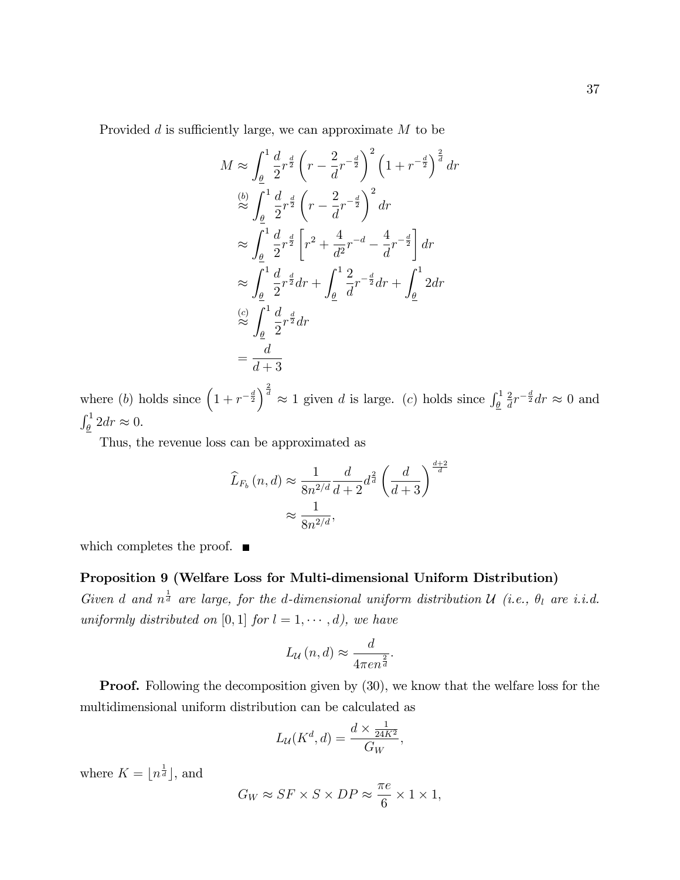Provided $d$ is sufficiently large, we can approximate $M$ to be

$$
\begin{aligned}
M &\approx \int_{\underline{\theta}}^{1} \frac{d}{2} r^{\frac{d}{2}} \left(r - \frac{2}{d} r^{-\frac{d}{2}}\right)^2 \left(1 + r^{-\frac{d}{2}}\right)^{\frac{2}{d}} dr \\
&\overset{(b)}{\approx} \int_{\underline{\theta}}^{1} \frac{d}{2} r^{\frac{d}{2}} \left(r - \frac{2}{d} r^{-\frac{d}{2}}\right)^2 dr \\
&\approx \int_{\underline{\theta}}^{1} \frac{d}{2} r^{\frac{d}{2}} \left[r^2 + \frac{4}{d^2} r^{-d} - \frac{4}{d} r^{-\frac{d}{2}}\right] dr \\
&\approx \int_{\underline{\theta}}^{1} \frac{d}{2} r^{\frac{d}{2}} dr + \int_{\underline{\theta}}^{1} \frac{2}{d} r^{-\frac{d}{2}} dr + \int_{\underline{\theta}}^{1} 2 dr \\
&\overset{(c)}{\approx} \int_{\underline{\theta}}^{1} \frac{d}{2} r^{\frac{d}{2}} dr \\
&= \frac{d}{d+3}
\end{aligned}
$$

where $(b)$ holds since $\left(1 + r^{-\frac{d}{2}}\right)^{\frac{2}{d}} \approx 1$ given $d$ is large. $(c)$ holds since $\int_{\underline{\theta}}^{1} \frac{2}{d} r^{-\frac{d}{2}} dr \approx 0$ and $\int_{\underline{\theta}}^{1} 2 dr \approx 0$.

Thus, the revenue loss can be approximated as

$$
\begin{aligned}
\widehat{L}_{F_b}(n, d) &\approx \frac{1}{8n^{2/d}} \frac{d}{d+2} d^{\frac{2}{d}} \left(\frac{d}{d+3}\right)^{\frac{d+2}{d}} \\
&\approx \frac{1}{8n^{2/d}},
\end{aligned}
$$

which completes the proof. ■

**Proposition 9 (Welfare Loss for Multi-dimensional Uniform Distribution)** *Given $d$ and $n^{\frac{1}{d}}$ are large, for the $d$-dimensional uniform distribution $\mathcal{U}$ (i.e., $\theta_l$ are i.i.d. uniformly distributed on $[0, 1]$ for $l = 1, \cdots, d$), we have*

$$
L_{\mathcal{U}}(n, d) \approx \frac{d}{4\pi e n^{\frac{2}{d}}}.
$$

**Proof.** Following the decomposition given by (30), we know that the welfare loss for the multidimensional uniform distribution can be calculated as

$$
L_{\mathcal{U}}(K^d, d) = \frac{d \times \frac{1}{24K^2}}{G_W},
$$

where $K = \lfloor n^{\frac{1}{d}} \rfloor$, and

$$
G_W \approx SF \times S \times DP \approx \frac{\pi e}{6} \times 1 \times 1,
$$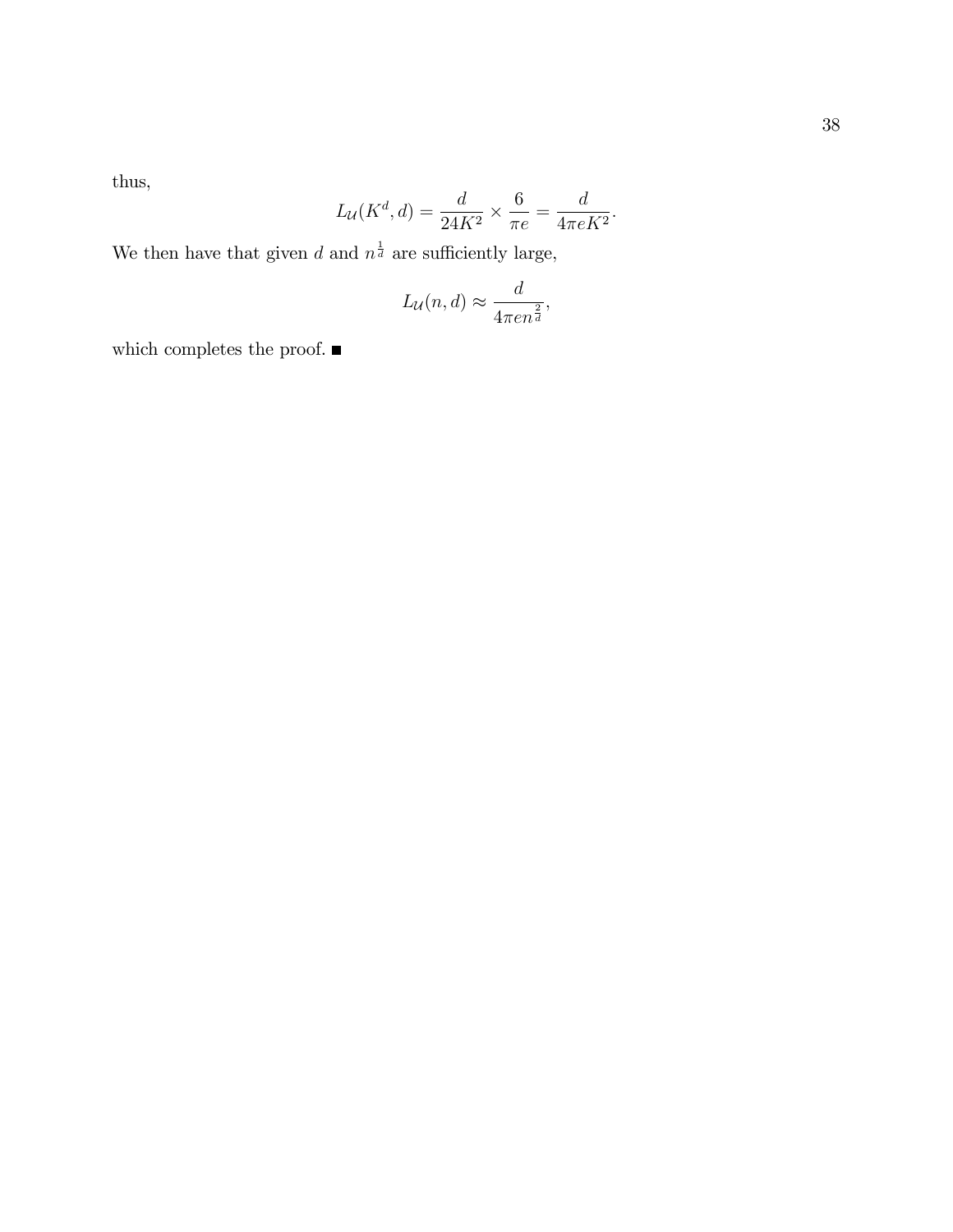thus,

$$L_{\mathcal{U}}(K^d, d) = \frac{d}{24K^2} \times \frac{6}{\pi e} = \frac{d}{4\pi e K^2}.$$

We then have that given $d$ and $n^{\frac{1}{d}}$ are sufficiently large,

$$L_{\mathcal{U}}(n, d) \approx \frac{d}{4\pi e n^{\frac{2}{d}}},$$

which completes the proof. ■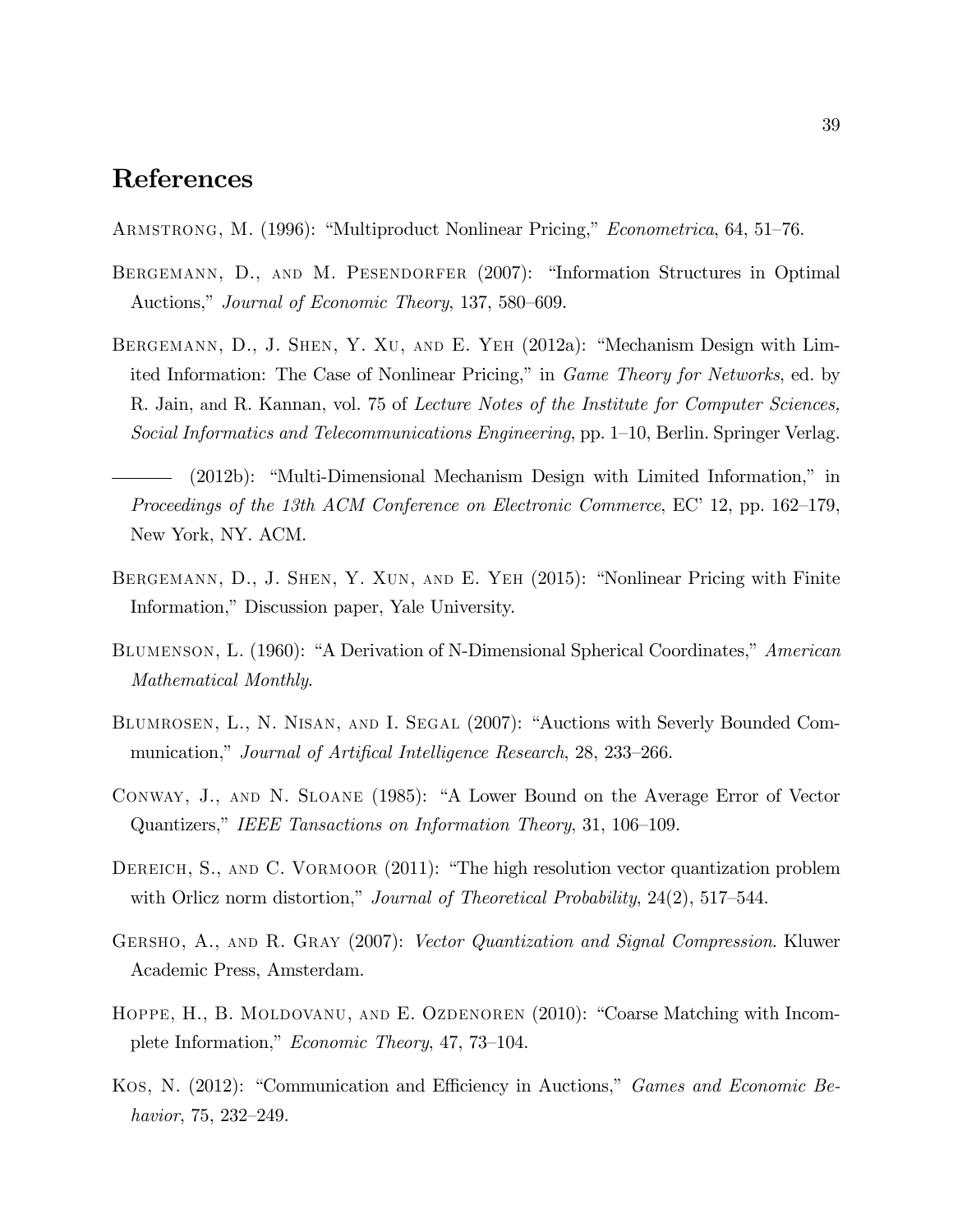# References

Armstrong, M. (1996): "Multiproduct Nonlinear Pricing," *Econometrica*, 64, 51–76.

Bergemann, D., and M. Pesendorfer (2007): "Information Structures in Optimal Auctions," *Journal of Economic Theory*, 137, 580–609.

Bergemann, D., J. Shen, Y. Xu, and E. Yeh (2012a): "Mechanism Design with Limited Information: The Case of Nonlinear Pricing," in *Game Theory for Networks*, ed. by R. Jain, and R. Kannan, vol. 75 of *Lecture Notes of the Institute for Computer Sciences, Social Informatics and Telecommunications Engineering*, pp. 1–10, Berlin. Springer Verlag.

——— (2012b): "Multi-Dimensional Mechanism Design with Limited Information," in *Proceedings of the 13th ACM Conference on Electronic Commerce*, EC' 12, pp. 162–179, New York, NY. ACM.

Bergemann, D., J. Shen, Y. Xun, and E. Yeh (2015): "Nonlinear Pricing with Finite Information," Discussion paper, Yale University.

Blumenson, L. (1960): "A Derivation of N-Dimensional Spherical Coordinates," *American Mathematical Monthly*.

Blumrosen, L., N. Nisan, and I. Segal (2007): "Auctions with Severly Bounded Communication," *Journal of Artifical Intelligence Research*, 28, 233–266.

Conway, J., and N. Sloane (1985): "A Lower Bound on the Average Error of Vector Quantizers," *IEEE Tansactions on Information Theory*, 31, 106–109.

Dereich, S., and C. Vormoor (2011): "The high resolution vector quantization problem with Orlicz norm distortion," *Journal of Theoretical Probability*, 24(2), 517–544.

Gersho, A., and R. Gray (2007): *Vector Quantization and Signal Compression*. Kluwer Academic Press, Amsterdam.

Hoppe, H., B. Moldovanu, and E. Ozdenoren (2010): "Coarse Matching with Incomplete Information," *Economic Theory*, 47, 73–104.

Kos, N. (2012): "Communication and Efficiency in Auctions," *Games and Economic Behavior*, 75, 232–249.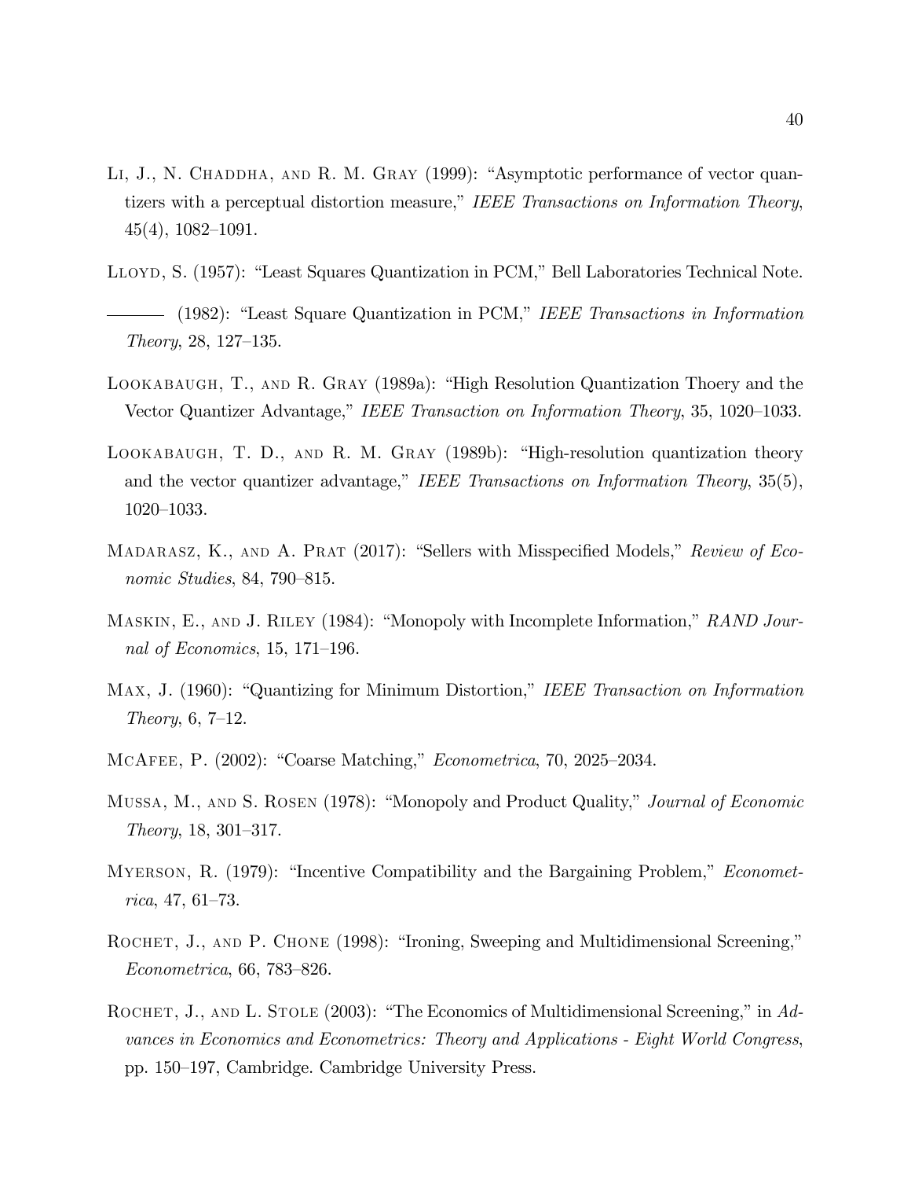Li, J., N. Chaddha, and R. M. Gray (1999): "Asymptotic performance of vector quantizers with a perceptual distortion measure," *IEEE Transactions on Information Theory*, 45(4), 1082–1091.

Lloyd, S. (1957): "Least Squares Quantization in PCM," Bell Laboratories Technical Note.

——— (1982): "Least Square Quantization in PCM," *IEEE Transactions in Information Theory*, 28, 127–135.

Lookabaugh, T., and R. Gray (1989a): "High Resolution Quantization Thoery and the Vector Quantizer Advantage," *IEEE Transaction on Information Theory*, 35, 1020–1033.

Lookabaugh, T. D., and R. M. Gray (1989b): "High-resolution quantization theory and the vector quantizer advantage," *IEEE Transactions on Information Theory*, 35(5), 1020–1033.

Madarasz, K., and A. Prat (2017): "Sellers with Misspecified Models," *Review of Economic Studies*, 84, 790–815.

Maskin, E., and J. Riley (1984): "Monopoly with Incomplete Information," *RAND Journal of Economics*, 15, 171–196.

Max, J. (1960): "Quantizing for Minimum Distortion," *IEEE Transaction on Information Theory*, 6, 7–12.

McAfee, P. (2002): "Coarse Matching," *Econometrica*, 70, 2025–2034.

Mussa, M., and S. Rosen (1978): "Monopoly and Product Quality," *Journal of Economic Theory*, 18, 301–317.

Myerson, R. (1979): "Incentive Compatibility and the Bargaining Problem," *Econometrica*, 47, 61–73.

Rochet, J., and P. Chone (1998): "Ironing, Sweeping and Multidimensional Screening," *Econometrica*, 66, 783–826.

Rochet, J., and L. Stole (2003): "The Economics of Multidimensional Screening," in *Advances in Economics and Econometrics: Theory and Applications - Eight World Congress*, pp. 150–197, Cambridge. Cambridge University Press.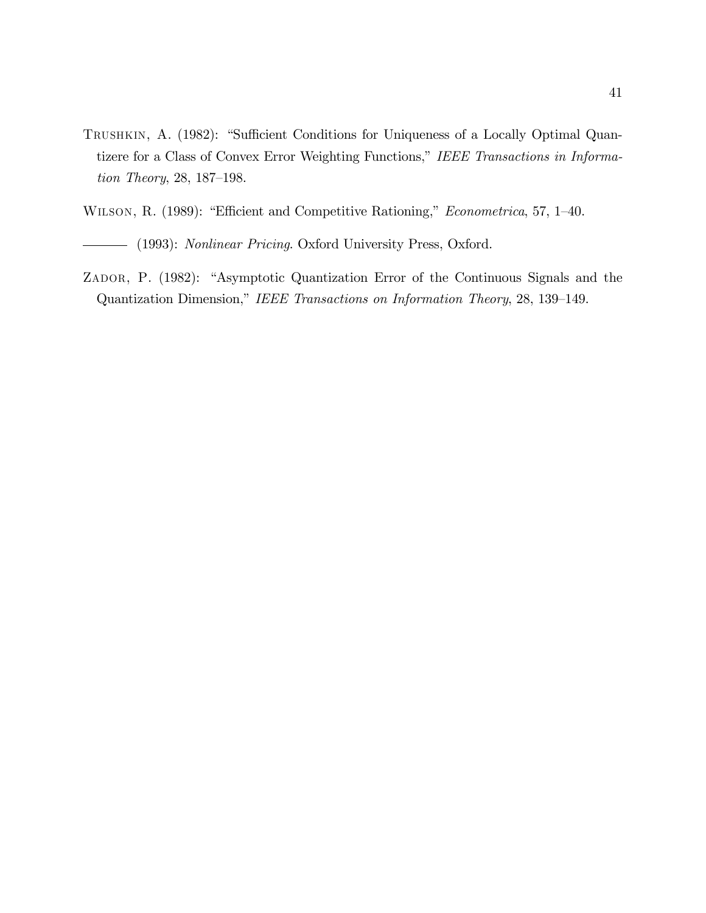Trushkin, A. (1982): "Sufficient Conditions for Uniqueness of a Locally Optimal Quantizere for a Class of Convex Error Weighting Functions," *IEEE Transactions in Information Theory*, 28, 187–198.

Wilson, R. (1989): "Efficient and Competitive Rationing," *Econometrica*, 57, 1–40.

——— (1993): *Nonlinear Pricing*. Oxford University Press, Oxford.

Zador, P. (1982): "Asymptotic Quantization Error of the Continuous Signals and the Quantization Dimension," *IEEE Transactions on Information Theory*, 28, 139–149.